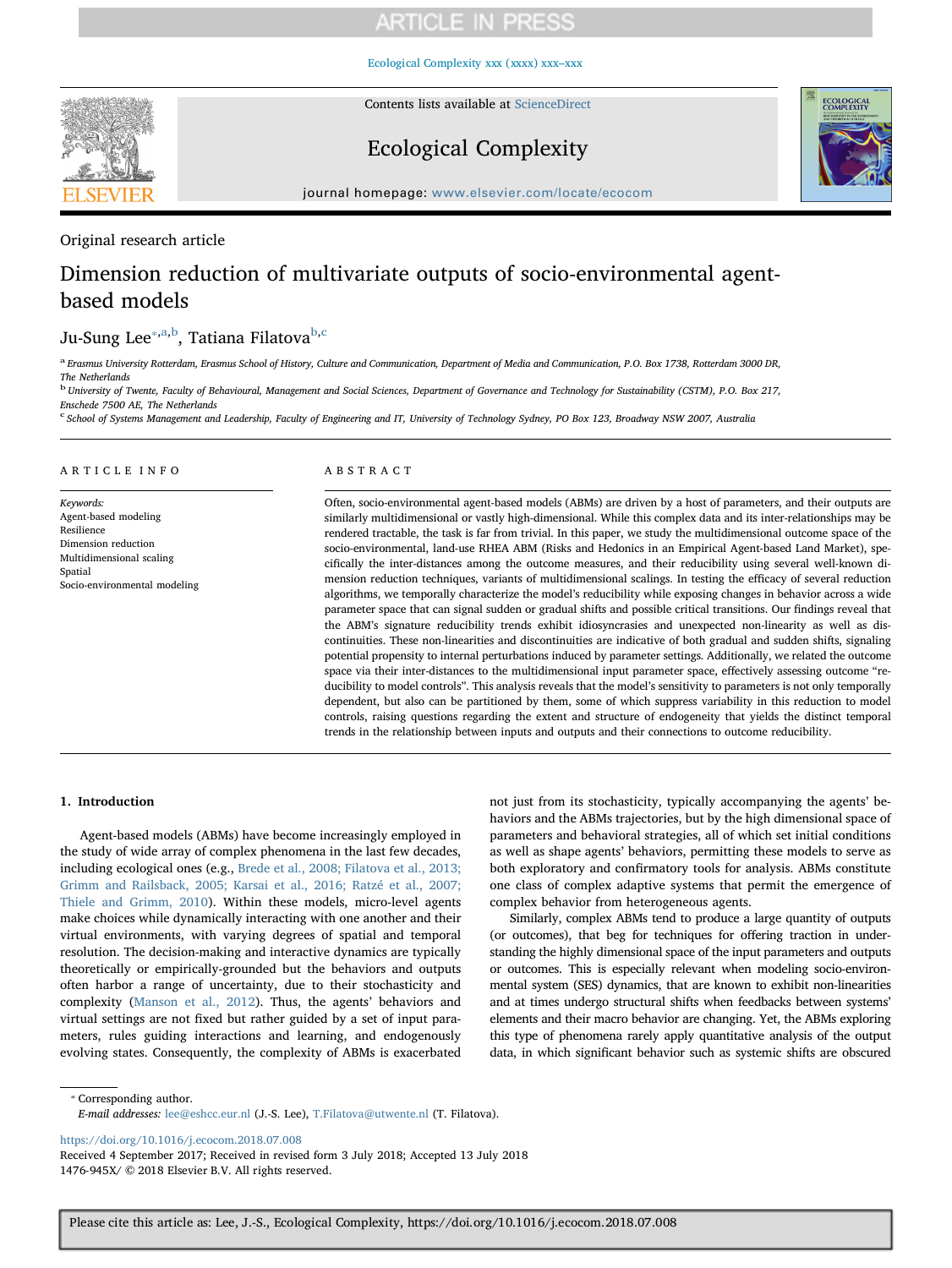Original research article

# Dimension reduction of multivariate outputs of socio-environmental agent-based models

Ju-Sung Lee[*,a,b], Tatiana Filatova[b,c]

[a] Erasmus University Rotterdam, Erasmus School of History, Culture and Communication, Department of Media and Communication, P.O. Box 1738, Rotterdam 3000 DR, The Netherlands

[b] University of Twente, Faculty of Behavioural, Management and Social Sciences, Department of Governance and Technology for Sustainability (CSTM), P.O. Box 217, Enschede 7500 AE, The Netherlands

[c] School of Systems Management and Leadership, Faculty of Engineering and IT, University of Technology Sydney, PO Box 123, Broadway NSW 2007, Australia

## ARTICLE INFO

*Keywords:*
Agent-based modeling
Resilience
Dimension reduction
Multidimensional scaling
Spatial
Socio-environmental modeling

## ABSTRACT

Often, socio-environmental agent-based models (ABMs) are driven by a host of parameters, and their outputs are similarly multidimensional or vastly high-dimensional. While this complex data and its inter-relationships may be rendered tractable, the task is far from trivial. In this paper, we study the multidimensional outcome space of the socio-environmental, land-use RHEA ABM (Risks and Hedonics in an Empirical Agent-based Land Market), specifically the inter-distances among the outcome measures, and their reducibility using several well-known dimension reduction techniques, variants of multidimensional scalings. In testing the efficacy of several reduction algorithms, we temporally characterize the model's reducibility while exposing changes in behavior across a wide parameter space that can signal sudden or gradual shifts and possible critical transitions. Our findings reveal that the ABM's signature reducibility trends exhibit idiosyncrasies and unexpected non-linearity as well as discontinuities. These non-linearities and discontinuities are indicative of both gradual and sudden shifts, signaling potential propensity to internal perturbations induced by parameter settings. Additionally, we related the outcome space via their inter-distances to the multidimensional input parameter space, effectively assessing outcome "reducibility to model controls". This analysis reveals that the model's sensitivity to parameters is not only temporally dependent, but also can be partitioned by them, some of which suppress variability in this reduction to model controls, raising questions regarding the extent and structure of endogeneity that yields the distinct temporal trends in the relationship between inputs and outputs and their connections to outcome reducibility.

## 1. Introduction

Agent-based models (ABMs) have become increasingly employed in the study of wide array of complex phenomena in the last few decades, including ecological ones (e.g., Brede et al., 2008; Filatova et al., 2013; Grimm and Railsback, 2005; Karsai et al., 2016; Ratzé et al., 2007; Thiele and Grimm, 2010). Within these models, micro-level agents make choices while dynamically interacting with one another and their virtual environments, with varying degrees of spatial and temporal resolution. The decision-making and interactive dynamics are typically theoretically or empirically-grounded but the behaviors and outputs often harbor a range of uncertainty, due to their stochasticity and complexity (Manson et al., 2012). Thus, the agents' behaviors and virtual settings are not fixed but rather guided by a set of input parameters, rules guiding interactions and learning, and endogenously evolving states. Consequently, the complexity of ABMs is exacerbated not just from its stochasticity, typically accompanying the agents' behaviors and the ABMs trajectories, but by the high dimensional space of parameters and behavioral strategies, all of which set initial conditions as well as shape agents' behaviors, permitting these models to serve as both exploratory and confirmatory tools for analysis. ABMs constitute one class of complex adaptive systems that permit the emergence of complex behavior from heterogeneous agents.

Similarly, complex ABMs tend to produce a large quantity of outputs (or outcomes), that beg for techniques for offering traction in understanding the highly dimensional space of the input parameters and outputs or outcomes. This is especially relevant when modeling socio-environmental system (SES) dynamics, that are known to exhibit non-linearities and at times undergo structural shifts when feedbacks between systems' elements and their macro behavior are changing. Yet, the ABMs exploring this type of phenomena rarely apply quantitative analysis of the output data, in which significant behavior such as systemic shifts are obscured

* Corresponding author.
*E-mail addresses:* lee@eshcc.eur.nl (J.-S. Lee), T.Filatova@utwente.nl (T. Filatova).

https://doi.org/10.1016/j.ecocom.2018.07.008
Received 4 September 2017; Received in revised form 3 July 2018; Accepted 13 July 2018
1476-945X/ © 2018 Elsevier B.V. All rights reserved.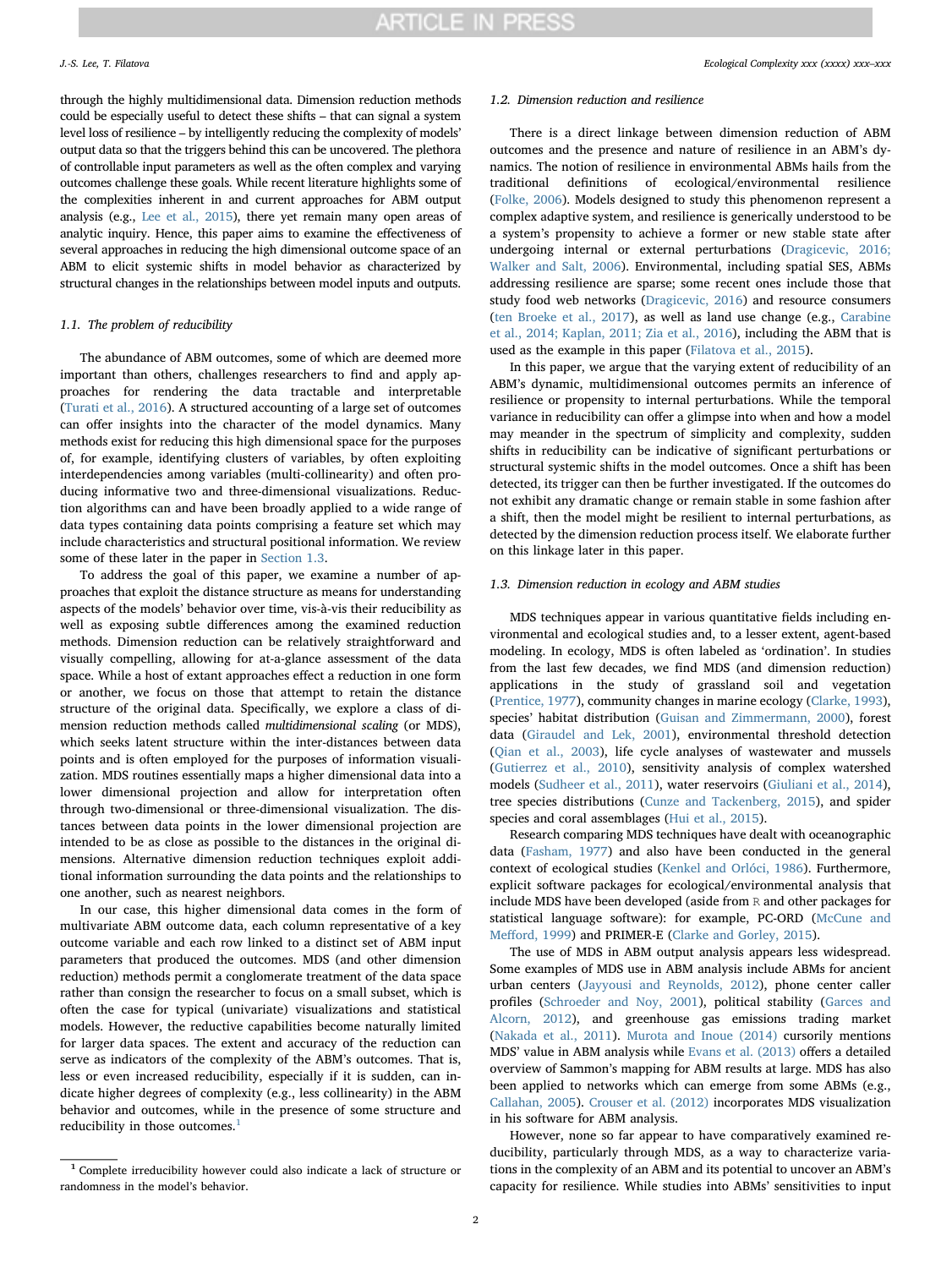through the highly multidimensional data. Dimension reduction methods could be especially useful to detect these shifts – that can signal a system level loss of resilience – by intelligently reducing the complexity of models' output data so that the triggers behind this can be uncovered. The plethora of controllable input parameters as well as the often complex and varying outcomes challenge these goals. While recent literature highlights some of the complexities inherent in and current approaches for ABM output analysis (e.g., Lee et al., 2015), there yet remain many open areas of analytic inquiry. Hence, this paper aims to examine the effectiveness of several approaches in reducing the high dimensional outcome space of an ABM to elicit systemic shifts in model behavior as characterized by structural changes in the relationships between model inputs and outputs.

### 1.1. The problem of reducibility

The abundance of ABM outcomes, some of which are deemed more important than others, challenges researchers to find and apply approaches for rendering the data tractable and interpretable (Turati et al., 2016). A structured accounting of a large set of outcomes can offer insights into the character of the model dynamics. Many methods exist for reducing this high dimensional space for the purposes of, for example, identifying clusters of variables, by often exploiting interdependencies among variables (multi-collinearity) and often producing informative two and three-dimensional visualizations. Reduction algorithms can and have been broadly applied to a wide range of data types containing data points comprising a feature set which may include characteristics and structural positional information. We review some of these later in the paper in Section 1.3.

To address the goal of this paper, we examine a number of approaches that exploit the distance structure as means for understanding aspects of the models' behavior over time, vis-à-vis their reducibility as well as exposing subtle differences among the examined reduction methods. Dimension reduction can be relatively straightforward and visually compelling, allowing for at-a-glance assessment of the data space. While a host of extant approaches effect a reduction in one form or another, we focus on those that attempt to retain the distance structure of the original data. Specifically, we explore a class of dimension reduction methods called *multidimensional scaling* (or MDS), which seeks latent structure within the inter-distances between data points and is often employed for the purposes of information visualization. MDS routines essentially maps a higher dimensional data into a lower dimensional projection and allow for interpretation often through two-dimensional or three-dimensional visualization. The distances between data points in the lower dimensional projection are intended to be as close as possible to the distances in the original dimensions. Alternative dimension reduction techniques exploit additional information surrounding the data points and the relationships to one another, such as nearest neighbors.

In our case, this higher dimensional data comes in the form of multivariate ABM outcome data, each column representative of a key outcome variable and each row linked to a distinct set of ABM input parameters that produced the outcomes. MDS (and other dimension reduction) methods permit a conglomerate treatment of the data space rather than consign the researcher to focus on a small subset, which is often the case for typical (univariate) visualizations and statistical models. However, the reductive capabilities become naturally limited for larger data spaces. The extent and accuracy of the reduction can serve as indicators of the complexity of the ABM's outcomes. That is, less or even increased reducibility, especially if it is sudden, can indicate higher degrees of complexity (e.g., less collinearity) in the ABM behavior and outcomes, while in the presence of some structure and reducibility in those outcomes.[1]

[1] Complete irreducibility however could also indicate a lack of structure or randomness in the model's behavior.

### 1.2. Dimension reduction and resilience

There is a direct linkage between dimension reduction of ABM outcomes and the presence and nature of resilience in an ABM's dynamics. The notion of resilience in environmental ABMs hails from the traditional definitions of ecological/environmental resilience (Folke, 2006). Models designed to study this phenomenon represent a complex adaptive system, and resilience is generically understood to be a system's propensity to achieve a former or new stable state after undergoing internal or external perturbations (Dragicevic, 2016; Walker and Salt, 2006). Environmental, including spatial SES, ABMs addressing resilience are sparse; some recent ones include those that study food web networks (Dragicevic, 2016) and resource consumers (ten Broeke et al., 2017), as well as land use change (e.g., Carabine et al., 2014; Kaplan, 2011; Zia et al., 2016), including the ABM that is used as the example in this paper (Filatova et al., 2015).

In this paper, we argue that the varying extent of reducibility of an ABM's dynamic, multidimensional outcomes permits an inference of resilience or propensity to internal perturbations. While the temporal variance in reducibility can offer a glimpse into when and how a model may meander in the spectrum of simplicity and complexity, sudden shifts in reducibility can be indicative of significant perturbations or structural systemic shifts in the model outcomes. Once a shift has been detected, its trigger can then be further investigated. If the outcomes do not exhibit any dramatic change or remain stable in some fashion after such a shift, then the model might be resilient to internal perturbations, as detected by the dimension reduction process itself. We elaborate further on this linkage later in this paper.

### 1.3. Dimension reduction in ecology and ABM studies

MDS techniques appear in various quantitative fields including environmental and ecological studies and, to a lesser extent, agent-based modeling. In ecology, MDS is often labeled as 'ordination'. In studies from the last few decades, we find MDS (and dimension reduction) applications in the study of grassland soil and vegetation (Prentice, 1977), community changes in marine ecology (Clarke, 1993), species' habitat distribution (Guisan and Zimmermann, 2000), forest data (Giraudel and Lek, 2001), environmental threshold detection (Qian et al., 2003), life cycle analyses of wastewater and mussels (Gutierrez et al., 2010), sensitivity analysis of complex watershed models (Sudheer et al., 2011), water reservoirs (Giuliani et al., 2014), tree species distributions (Cunze and Tackenberg, 2015), and spider species and coral assemblages (Hui et al., 2015).

Research comparing MDS techniques have dealt with oceanographic data (Fasham, 1977) and also have been conducted in the general context of ecological studies (Kenkel and Orlóci, 1986). Furthermore, explicit software packages for ecological/environmental analysis that include MDS have been developed (aside from R and other packages for statistical language software): for example, PC-ORD (McCune and Mefford, 1999) and PRIMER-E (Clarke and Gorley, 2015).

The use of MDS in ABM output analysis appears less widespread. Some examples of MDS use in ABM analysis include ABMs for ancient urban centers (Jayyousi and Reynolds, 2012), phone center caller profiles (Schroeder and Noy, 2001), political stability (Garces and Alcorn, 2012), and greenhouse gas emissions trading market (Nakada et al., 2011). Murota and Inoue (2014) cursorily mentions MDS' value in ABM analysis while Evans et al. (2013) offers a detailed overview of Sammon's mapping for ABM results at large. MDS has also been applied to networks which can emerge from some ABMs (e.g., Callahan, 2005). Crouser et al. (2012) incorporates MDS visualization in his software for ABM analysis.

However, none so far appear to have comparatively examined reducibility, particularly through MDS, as a way to characterize variations in the complexity of an ABM and its potential to uncover an ABM's capacity for resilience. While studies into ABMs' sensitivities to input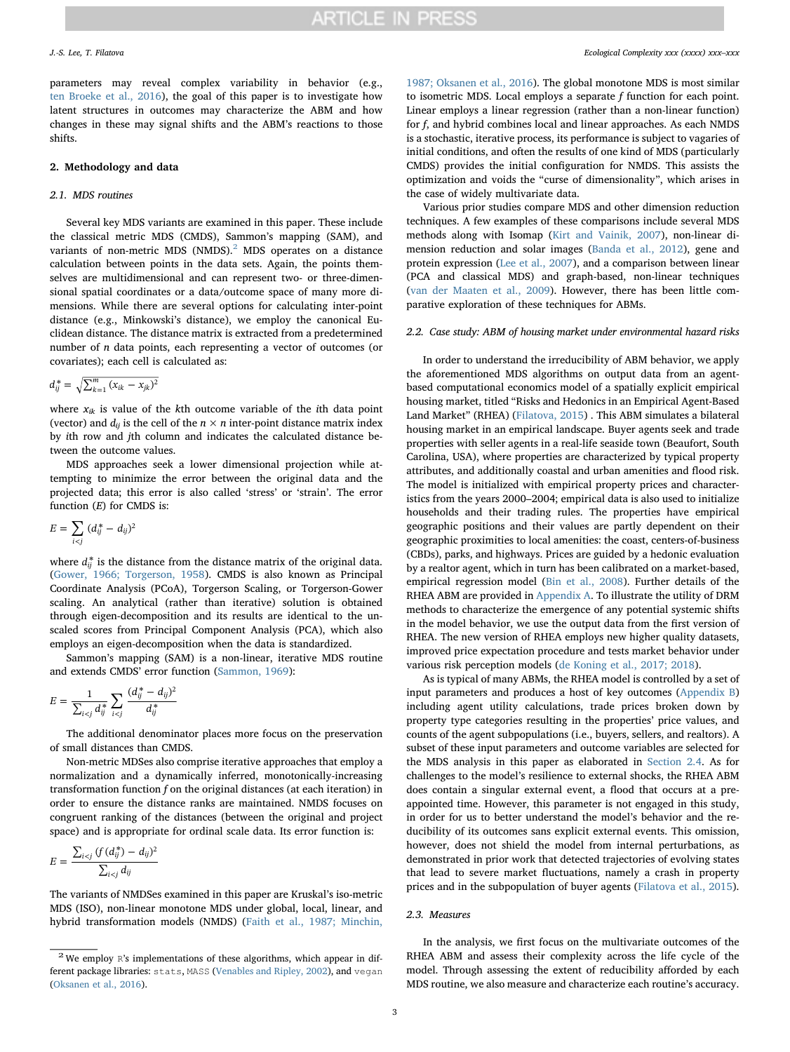parameters may reveal complex variability in behavior (e.g., ten Broeke et al., 2016), the goal of this paper is to investigate how latent structures in outcomes may characterize the ABM and how changes in these may signal shifts and the ABM's reactions to those shifts.

## 2. Methodology and data

### 2.1. MDS routines

Several key MDS variants are examined in this paper. These include the classical metric MDS (CMDS), Sammon's mapping (SAM), and variants of non-metric MDS (NMDS).[2] MDS operates on a distance calculation between points in the data sets. Again, the points themselves are multidimensional and can represent two- or three-dimensional spatial coordinates or a data/outcome space of many more dimensions. While there are several options for calculating inter-point distance (e.g., Minkowski's distance), we employ the canonical Euclidean distance. The distance matrix is extracted from a predetermined number of $n$ data points, each representing a vector of outcomes (or covariates); each cell is calculated as:

$$d_{ij}^{*} = \sqrt{\sum_{k=1}^{m} (x_{ik} - x_{jk})^2}$$

where $x_{ik}$ is value of the $k$th outcome variable of the $i$th data point (vector) and $d_{ij}$ is the cell of the $n \times n$ inter-point distance matrix index by $i$th row and $j$th column and indicates the calculated distance between the outcome values.

MDS approaches seek a lower dimensional projection while attempting to minimize the error between the original data and the projected data; this error is also called 'stress' or 'strain'. The error function ($E$) for CMDS is:

$$E = \sum_{i<j} (d_{ij}^{*} - d_{ij})^2$$

where $d_{ij}^{*}$ is the distance from the distance matrix of the original data. (Gower, 1966; Torgerson, 1958). CMDS is also known as Principal Coordinate Analysis (PCoA), Torgerson Scaling, or Torgerson-Gower scaling. An analytical (rather than iterative) solution is obtained through eigen-decomposition and its results are identical to the unscaled scores from Principal Component Analysis (PCA), which also employs an eigen-decomposition when the data is standardized.

Sammon's mapping (SAM) is a non-linear, iterative MDS routine and extends CMDS' error function (Sammon, 1969):

$$E = \frac{1}{\sum_{i<j} d_{ij}^{*}} \sum_{i<j} \frac{(d_{ij}^{*} - d_{ij})^2}{d_{ij}^{*}}$$

The additional denominator places more focus on the preservation of small distances than CMDS.

Non-metric MDSes also comprise iterative approaches that employ a normalization and a dynamically inferred, monotonically-increasing transformation function $f$ on the original distances (at each iteration) in order to ensure the distance ranks are maintained. NMDS focuses on congruent ranking of the distances (between the original and project space) and is appropriate for ordinal scale data. Its error function is:

$$E = \frac{\sum_{i<j} (f(d_{ij}^{*}) - d_{ij})^2}{\sum_{i<j} d_{ij}}$$

The variants of NMDSes examined in this paper are Kruskal's iso-metric MDS (ISO), non-linear monotone MDS under global, local, linear, and hybrid transformation models (NMDS) (Faith et al., 1987; Minchin, 1987; Oksanen et al., 2016). The global monotone MDS is most similar to isometric MDS. Local employs a separate $f$ function for each point. Linear employs a linear regression (rather than a non-linear function) for $f$, and hybrid combines local and linear approaches. As each NMDS is a stochastic, iterative process, its performance is subject to vagaries of initial conditions, and often the results of one kind of MDS (particularly CMDS) provides the initial configuration for NMDS. This assists the optimization and voids the "curse of dimensionality", which arises in the case of widely multivariate data.

Various prior studies compare MDS and other dimension reduction techniques. A few examples of these comparisons include several MDS methods along with Isomap (Kirt and Vainik, 2007), non-linear dimension reduction and solar images (Banda et al., 2012), gene and protein expression (Lee et al., 2007), and a comparison between linear (PCA and classical MDS) and graph-based, non-linear techniques (van der Maaten et al., 2009). However, there has been little comparative exploration of these techniques for ABMs.

### 2.2. Case study: ABM of housing market under environmental hazard risks

In order to understand the irreducibility of ABM behavior, we apply the aforementioned MDS algorithms on output data from an agent-based computational economics model of a spatially explicit empirical housing market, titled "Risks and Hedonics in an Empirical Agent-Based Land Market" (RHEA) (Filatova, 2015) . This ABM simulates a bilateral housing market in an empirical landscape. Buyer agents seek and trade properties with seller agents in a real-life seaside town (Beaufort, South Carolina, USA), where properties are characterized by typical property attributes, and additionally coastal and urban amenities and flood risk. The model is initialized with empirical property prices and characteristics from the years 2000–2004; empirical data is also used to initialize households and their trading rules. The properties have empirical geographic positions and their values are partly dependent on their geographic proximities to local amenities: the coast, centers-of-business (CBDs), parks, and highways. Prices are guided by a hedonic evaluation by a realtor agent, which in turn has been calibrated on a market-based, empirical regression model (Bin et al., 2008). Further details of the RHEA ABM are provided in Appendix A. To illustrate the utility of DRM methods to characterize the emergence of any potential systemic shifts in the model behavior, we use the output data from the first version of RHEA. The new version of RHEA employs new higher quality datasets, improved price expectation procedure and tests market behavior under various risk perception models (de Koning et al., 2017; 2018).

As is typical of many ABMs, the RHEA model is controlled by a set of input parameters and produces a host of key outcomes (Appendix B) including agent utility calculations, trade prices broken down by property type categories resulting in the properties' price values, and counts of the agent subpopulations (i.e., buyers, sellers, and realtors). A subset of these input parameters and outcome variables are selected for the MDS analysis in this paper as elaborated in Section 2.4. As for challenges to the model's resilience to external shocks, the RHEA ABM does contain a singular external event, a flood that occurs at a pre-appointed time. However, this parameter is not engaged in this study, in order for us to better understand the model's behavior and the reducibility of its outcomes sans explicit external events. This omission, however, does not shield the model from internal perturbations, as demonstrated in prior work that detected trajectories of evolving states that lead to severe market fluctuations, namely a crash in property prices and in the subpopulation of buyer agents (Filatova et al., 2015).

### 2.3. Measures

In the analysis, we first focus on the multivariate outcomes of the RHEA ABM and assess their complexity across the life cycle of the model. Through assessing the extent of reducibility afforded by each MDS routine, we also measure and characterize each routine's accuracy.

---

[2] We employ R's implementations of these algorithms, which appear in different package libraries: stats, MASS (Venables and Ripley, 2002), and vegan (Oksanen et al., 2016).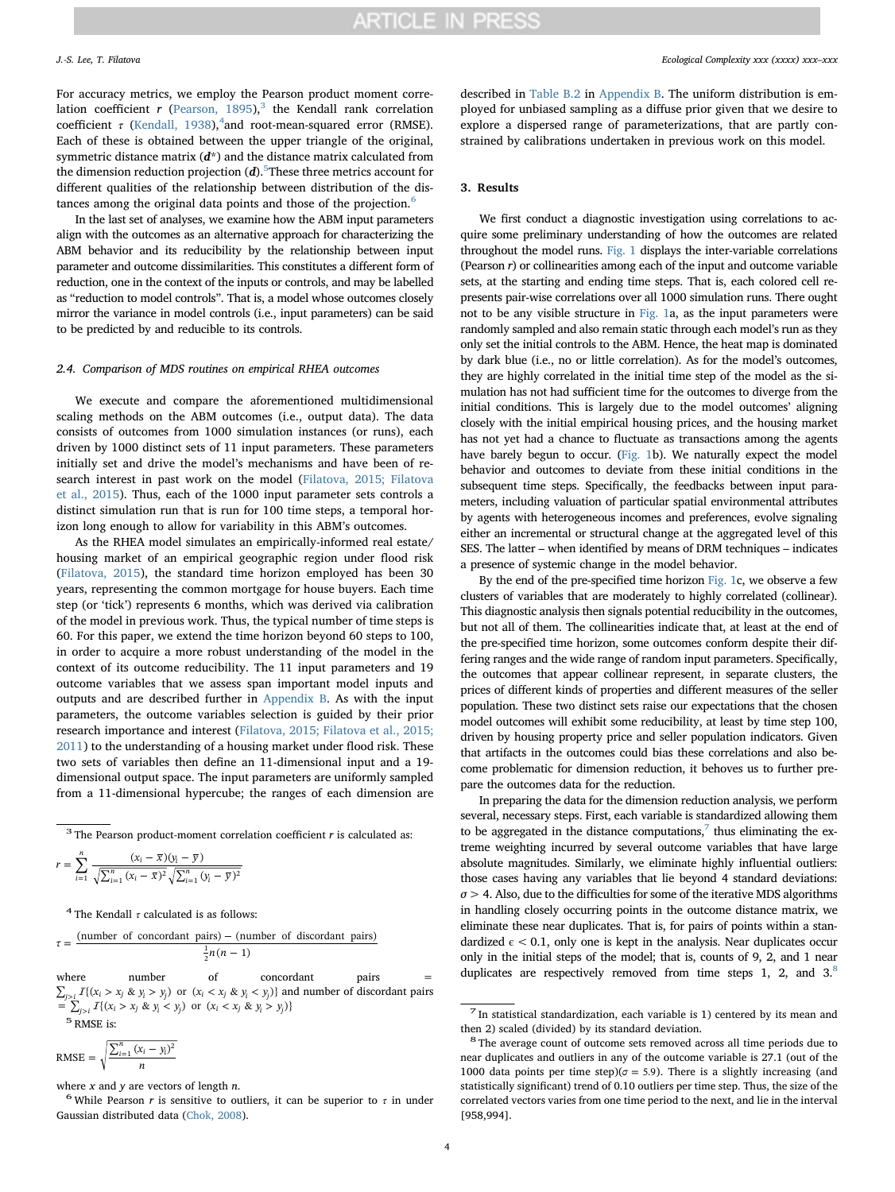For accuracy metrics, we employ the Pearson product moment correlation coefficient $r$ (Pearson, 1895),[3] the Kendall rank correlation coefficient $\tau$ (Kendall, 1938),[4] and root-mean-squared error (RMSE). Each of these is obtained between the upper triangle of the original, symmetric distance matrix ($\boldsymbol{d}^*$) and the distance matrix calculated from the dimension reduction projection ($\boldsymbol{d}$).[5] These three metrics account for different qualities of the relationship between distribution of the distances among the original data points and those of the projection.[6]

In the last set of analyses, we examine how the ABM input parameters align with the outcomes as an alternative approach for characterizing the ABM behavior and its reducibility by the relationship between input parameter and outcome dissimilarities. This constitutes a different form of reduction, one in the context of the inputs or controls, and may be labelled as "reduction to model controls". That is, a model whose outcomes closely mirror the variance in model controls (i.e., input parameters) can be said to be predicted by and reducible to its controls.

### 2.4. Comparison of MDS routines on empirical RHEA outcomes

We execute and compare the aforementioned multidimensional scaling methods on the ABM outcomes (i.e., output data). The data consists of outcomes from 1000 simulation instances (or runs), each driven by 1000 distinct sets of 11 input parameters. These parameters initially set and drive the model's mechanisms and have been of research interest in past work on the model (Filatova, 2015; Filatova et al., 2015). Thus, each of the 1000 input parameter sets controls a distinct simulation run that is run for 100 time steps, a temporal horizon long enough to allow for variability in this ABM's outcomes.

As the RHEA model simulates an empirically-informed real estate/housing market of an empirical geographic region under flood risk (Filatova, 2015), the standard time horizon employed has been 30 years, representing the common mortgage for house buyers. Each time step (or 'tick') represents 6 months, which was derived via calibration of the model in previous work. Thus, the typical number of time steps is 60. For this paper, we extend the time horizon beyond 60 steps to 100, in order to acquire a more robust understanding of the model in the context of its outcome reducibility. The 11 input parameters and 19 outcome variables that we assess span important model inputs and outputs and are described further in Appendix B. As with the input parameters, the outcome variables selection is guided by their prior research importance and interest (Filatova, 2015; Filatova et al., 2015; 2011) to the understanding of a housing market under flood risk. These two sets of variables then define an 11-dimensional input and a 19-dimensional output space. The input parameters are uniformly sampled from a 11-dimensional hypercube; the ranges of each dimension are described in Table B.2 in Appendix B. The uniform distribution is employed for unbiased sampling as a diffuse prior given that we desire to explore a dispersed range of parameterizations, that are partly constrained by calibrations undertaken in previous work on this model.

## 3. Results

We first conduct a diagnostic investigation using correlations to acquire some preliminary understanding of how the outcomes are related throughout the model runs. Fig. 1 displays the inter-variable correlations (Pearson $r$) or collinearities among each of the input and outcome variable sets, at the starting and ending time steps. That is, each colored cell represents pair-wise correlations over all 1000 simulation runs. There ought not to be any visible structure in Fig. 1a, as the input parameters were randomly sampled and also remain static through each model's run as they only set the initial controls to the ABM. Hence, the heat map is dominated by dark blue (i.e., no or little correlation). As for the model's outcomes, they are highly correlated in the initial time step of the model as the simulation has not had sufficient time for the outcomes to diverge from the initial conditions. This is largely due to the model outcomes' aligning closely with the initial empirical housing prices, and the housing market has not yet had a chance to fluctuate as transactions among the agents have barely begun to occur. (Fig. 1b). We naturally expect the model behavior and outcomes to deviate from these initial conditions in the subsequent time steps. Specifically, the feedbacks between input parameters, including valuation of particular spatial environmental attributes by agents with heterogeneous incomes and preferences, evolve signaling either an incremental or structural change at the aggregated level of this SES. The latter – when identified by means of DRM techniques – indicates a presence of systemic change in the model behavior.

By the end of the pre-specified time horizon Fig. 1c, we observe a few clusters of variables that are moderately to highly correlated (collinear). This diagnostic analysis then signals potential reducibility in the outcomes, but not all of them. The collinearities indicate that, at least at the end of the pre-specified time horizon, some outcomes conform despite their differing ranges and the wide range of random input parameters. Specifically, the outcomes that appear collinear represent, in separate clusters, the prices of different kinds of properties and different measures of the seller population. These two distinct sets raise our expectations that the chosen model outcomes will exhibit some reducibility, at least by time step 100, driven by housing property price and seller population indicators. Given that artifacts in the outcomes could bias these correlations and also become problematic for dimension reduction, it behoves us to further prepare the outcomes data for the reduction.

In preparing the data for the dimension reduction analysis, we perform several, necessary steps. First, each variable is standardized allowing them to be aggregated in the distance computations,[7] thus eliminating the extreme weighting incurred by several outcome variables that have large absolute magnitudes. Similarly, we eliminate highly influential outliers: those cases having any variables that lie beyond 4 standard deviations: $\sigma > 4$. Also, due to the difficulties for some of the iterative MDS algorithms in handling closely occurring points in the outcome distance matrix, we eliminate these near duplicates. That is, for pairs of points within a standardized $\epsilon < 0.1$, only one is kept in the analysis. Near duplicates occur only in the initial steps of the model; that is, counts of 9, 2, and 1 near duplicates are respectively removed from time steps 1, 2, and 3.[8]

---

[3] The Pearson product-moment correlation coefficient $r$ is calculated as:

$$r = \sum_{i=1}^{n} \frac{(x_i - \bar{x})(y_i - \bar{y})}{\sqrt{\sum_{i=1}^{n}(x_i - \bar{x})^2}\sqrt{\sum_{i=1}^{n}(y_i - \bar{y})^2}}$$

[4] The Kendall $\tau$ calculated is as follows:

$$\tau = \frac{(\text{number of concordant pairs}) - (\text{number of discordant pairs})}{\frac{1}{2}n(n-1)}$$

where number of concordant pairs $= \sum_{j>i} I\{(x_i > x_j \;\&\; y_i > y_j) \text{ or } (x_i < x_j \;\&\; y_i < y_j)\}$ and number of discordant pairs $= \sum_{j>i} I\{(x_i > x_j \;\&\; y_i < y_j) \text{ or } (x_i < x_j \;\&\; y_i > y_j)\}$

[5] RMSE is:

$$\text{RMSE} = \sqrt{\frac{\sum_{i=1}^{n}(x_i - y_i)^2}{n}}$$

where $x$ and $y$ are vectors of length $n$.

[6] While Pearson $r$ is sensitive to outliers, it can be superior to $\tau$ in under Gaussian distributed data (Chok, 2008).

[7] In statistical standardization, each variable is 1) centered by its mean and then 2) scaled (divided) by its standard deviation.

[8] The average count of outcome sets removed across all time periods due to near duplicates and outliers in any of the outcome variable is 27.1 (out of the 1000 data points per time step)($\sigma = 5.9$). There is a slightly increasing (and statistically significant) trend of 0.10 outliers per time step. Thus, the size of the correlated vectors varies from one time period to the next, and lie in the interval [958,994].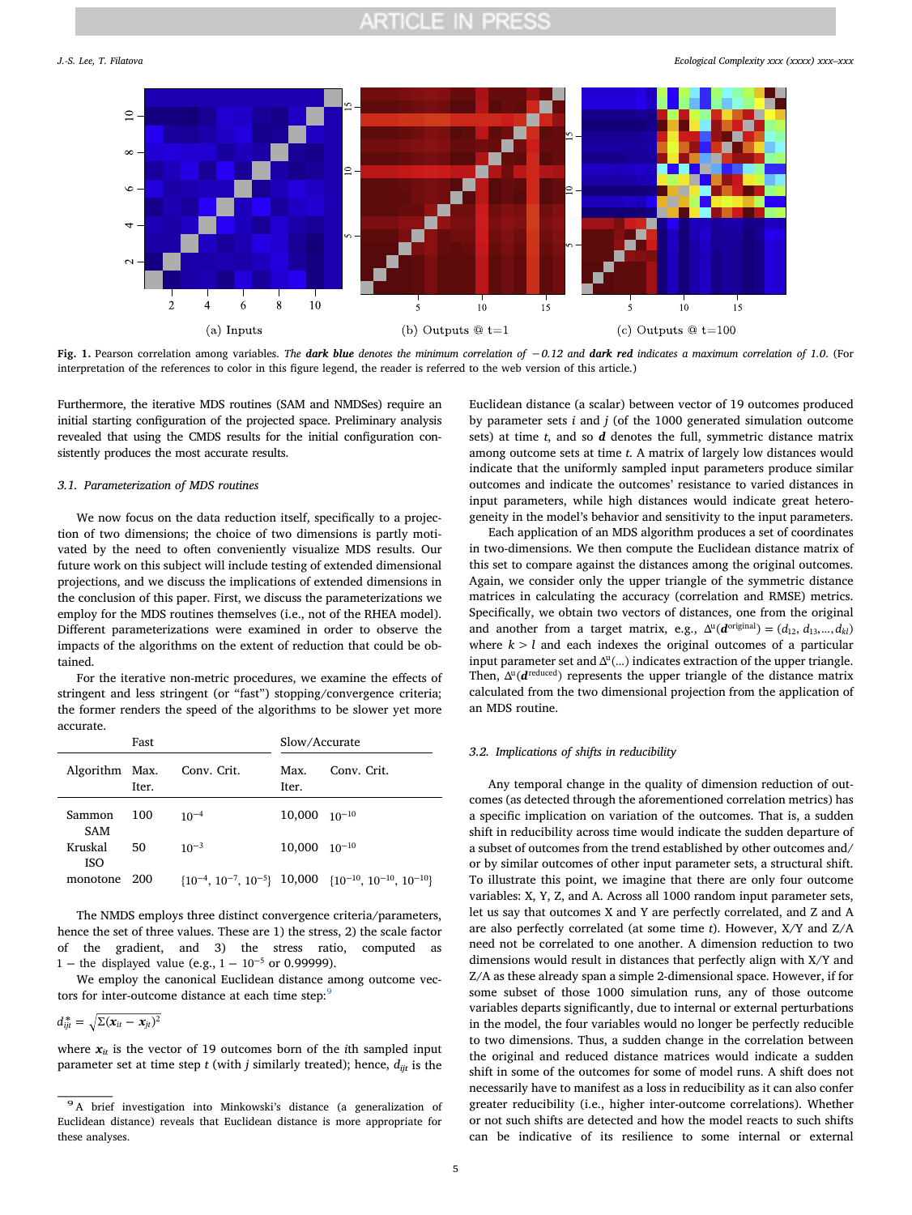(a) Inputs (b) Outputs @ t=1 (c) Outputs @ t=100

**Fig. 1.** Pearson correlation among variables. *The* **dark blue** *denotes the minimum correlation of* −0.12 *and* **dark red** *indicates a maximum correlation of 1.0.* (For interpretation of the references to color in this figure legend, the reader is referred to the web version of this article.)

Furthermore, the iterative MDS routines (SAM and NMDSes) require an initial starting configuration of the projected space. Preliminary analysis revealed that using the CMDS results for the initial configuration consistently produces the most accurate results.

### 3.1. Parameterization of MDS routines

We now focus on the data reduction itself, specifically to a projection of two dimensions; the choice of two dimensions is partly motivated by the need to often conveniently visualize MDS results. Our future work on this subject will include testing of extended dimensional projections, and we discuss the implications of extended dimensions in the conclusion of this paper. First, we discuss the parameterizations we employ for the MDS routines themselves (i.e., not of the RHEA model). Different parameterizations were examined in order to observe the impacts of the algorithms on the extent of reduction that could be obtained.

For the iterative non-metric procedures, we examine the effects of stringent and less stringent (or "fast") stopping/convergence criteria; the former renders the speed of the algorithms to be slower yet more accurate.

| | Fast | | Slow/Accurate | |
|---|---|---|---|---|
| Algorithm | Max. Iter. | Conv. Crit. | Max. Iter. | Conv. Crit. |
| Sammon SAM | 100 | $10^{-4}$ | 10,000 | $10^{-10}$ |
| Kruskal ISO | 50 | $10^{-3}$ | 10,000 | $10^{-10}$ |
| monotone | 200 | $\{10^{-4}, 10^{-7}, 10^{-5}\}$ | 10,000 | $\{10^{-10}, 10^{-10}, 10^{-10}\}$ |

The NMDS employs three distinct convergence criteria/parameters, hence the set of three values. These are 1) the stress, 2) the scale factor of the gradient, and 3) the stress ratio, computed as 1 − the displayed value (e.g., $1 - 10^{-5}$ or 0.99999).

We employ the canonical Euclidean distance among outcome vectors for inter-outcome distance at each time step:[9]

$$d_{ijt}^{*} = \sqrt{\Sigma(\boldsymbol{x}_{it} - \boldsymbol{x}_{jt})^2}$$

where $\boldsymbol{x}_{it}$ is the vector of 19 outcomes born of the $i$th sampled input parameter set at time step $t$ (with $j$ similarly treated); hence, $d_{ijt}$ is the Euclidean distance (a scalar) between vector of 19 outcomes produced by parameter sets $i$ and $j$ (of the 1000 generated simulation outcome sets) at time $t$, and so $\boldsymbol{d}$ denotes the full, symmetric distance matrix among outcome sets at time $t$. A matrix of largely low distances would indicate that the uniformly sampled input parameters produce similar outcomes and indicate the outcomes' resistance to varied distances in input parameters, while high distances would indicate great heterogeneity in the model's behavior and sensitivity to the input parameters.

Each application of an MDS algorithm produces a set of coordinates in two-dimensions. We then compute the Euclidean distance matrix of this set to compare against the distances among the original outcomes. Again, we consider only the upper triangle of the symmetric distance matrices in calculating the accuracy (correlation and RMSE) metrics. Specifically, we obtain two vectors of distances, one from the original and another from a target matrix, e.g., $\Delta^{u}(\boldsymbol{d}^{\text{original}}) = (d_{12}, d_{13}, \ldots, d_{kl})$ where $k > l$ and each indexes the original outcomes of a particular input parameter set and $\Delta^{u}(\ldots)$ indicates extraction of the upper triangle. Then, $\Delta^{u}(\boldsymbol{d}^{\text{reduced}})$ represents the upper triangle of the distance matrix calculated from the two dimensional projection from the application of an MDS routine.

### 3.2. Implications of shifts in reducibility

Any temporal change in the quality of dimension reduction of outcomes (as detected through the aforementioned correlation metrics) has a specific implication on variation of the outcomes. That is, a sudden shift in reducibility across time would indicate the sudden departure of a subset of outcomes from the trend established by other outcomes and/or by similar outcomes of other input parameter sets, a structural shift. To illustrate this point, we imagine that there are only four outcome variables: X, Y, Z, and A. Across all 1000 random input parameter sets, let us say that outcomes X and Y are perfectly correlated, and Z and A are also perfectly correlated (at some time $t$). However, X/Y and Z/A need not be correlated to one another. A dimension reduction to two dimensions would result in distances that perfectly align with X/Y and Z/A as these already span a simple 2-dimensional space. However, if for some subset of those 1000 simulation runs, any of those outcome variables departs significantly, due to internal or external perturbations in the model, the four variables would no longer be perfectly reducible to two dimensions. Thus, a sudden change in the correlation between the original and reduced distance matrices would indicate a sudden shift in some of the outcomes for some of model runs. A shift does not necessarily have to manifest as a loss in reducibility as it can also confer greater reducibility (i.e., higher inter-outcome correlations). Whether or not such shifts are detected and how the model reacts to such shifts can be indicative of its resilience to some internal or external

[9] A brief investigation into Minkowski's distance (a generalization of Euclidean distance) reveals that Euclidean distance is more appropriate for these analyses.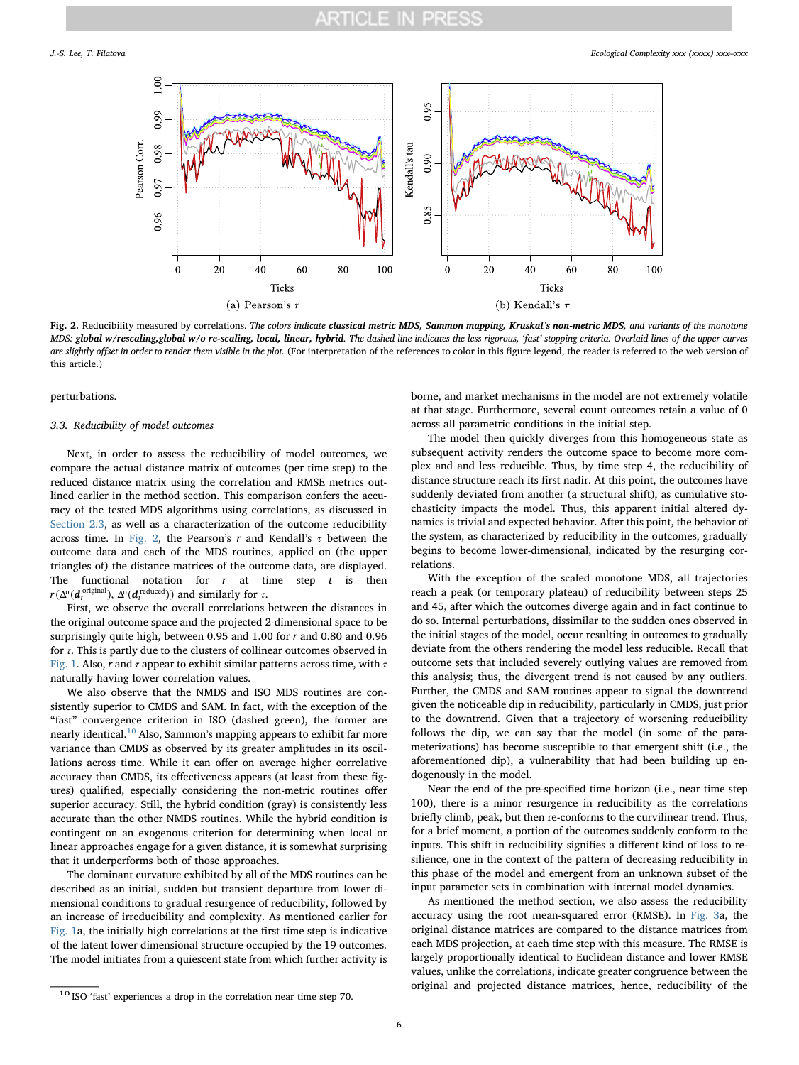Fig. 2. Reducibility measured by correlations. *The colors indicate* ***classical metric MDS, Sammon mapping, Kruskal's non-metric MDS****, and variants of the monotone MDS:* ***global w/rescaling,global w/o re-scaling, local, linear, hybrid****. The dashed line indicates the less rigorous, 'fast' stopping criteria. Overlaid lines of the upper curves are slightly offset in order to render them visible in the plot.* (For interpretation of the references to color in this figure legend, the reader is referred to the web version of this article.)

(a) Pearson's $r$ (b) Kendall's $\tau$

perturbations.

### 3.3. Reducibility of model outcomes

Next, in order to assess the reducibility of model outcomes, we compare the actual distance matrix of outcomes (per time step) to the reduced distance matrix using the correlation and RMSE metrics outlined earlier in the method section. This comparison confers the accuracy of the tested MDS algorithms using correlations, as discussed in Section 2.3, as well as a characterization of the outcome reducibility across time. In Fig. 2, the Pearson's $r$ and Kendall's $\tau$ between the outcome data and each of the MDS routines, applied on (the upper triangles of) the distance matrices of the outcome data, are displayed. The functional notation for $r$ at time step $t$ is then $r(\Delta^{u}(\boldsymbol{d}_t^{\text{original}}), \Delta^{u}(\boldsymbol{d}_t^{\text{reduced}}))$ and similarly for $\tau$.

First, we observe the overall correlations between the distances in the original outcome space and the projected 2-dimensional space to be surprisingly quite high, between 0.95 and 1.00 for $r$ and 0.80 and 0.96 for $\tau$. This is partly due to the clusters of collinear outcomes observed in Fig. 1. Also, $r$ and $\tau$ appear to exhibit similar patterns across time, with $\tau$ naturally having lower correlation values.

We also observe that the NMDS and ISO MDS routines are consistently superior to CMDS and SAM. In fact, with the exception of the "fast" convergence criterion in ISO (dashed green), the former are nearly identical.[10] Also, Sammon's mapping appears to exhibit far more variance than CMDS as observed by its greater amplitudes in its oscillations across time. While it can offer on average higher correlative accuracy than CMDS, its effectiveness appears (at least from these figures) qualified, especially considering the non-metric routines offer superior accuracy. Still, the hybrid condition (gray) is consistently less accurate than the other NMDS routines. While the hybrid condition is contingent on an exogenous criterion for determining when local or linear approaches engage for a given distance, it is somewhat surprising that it underperforms both of those approaches.

The dominant curvature exhibited by all of the MDS routines can be described as an initial, sudden but transient departure from lower dimensional conditions to gradual resurgence of reducibility, followed by an increase of irreducibility and complexity. As mentioned earlier for Fig. 1a, the initially high correlations at the first time step is indicative of the latent lower dimensional structure occupied by the 19 outcomes. The model initiates from a quiescent state from which further activity is borne, and market mechanisms in the model are not extremely volatile at that stage. Furthermore, several count outcomes retain a value of 0 across all parametric conditions in the initial step.

The model then quickly diverges from this homogeneous state as subsequent activity renders the outcome space to become more complex and and less reducible. Thus, by time step 4, the reducibility of distance structure reach its first nadir. At this point, the outcomes have suddenly deviated from another (a structural shift), as cumulative stochasticity impacts the model. Thus, this apparent initial altered dynamics is trivial and expected behavior. After this point, the behavior of the system, as characterized by reducibility in the outcomes, gradually begins to become lower-dimensional, indicated by the resurging correlations.

With the exception of the scaled monotone MDS, all trajectories reach a peak (or temporary plateau) of reducibility between steps 25 and 45, after which the outcomes diverge again and in fact continue to do so. Internal perturbations, dissimilar to the sudden ones observed in the initial stages of the model, occur resulting in outcomes to gradually deviate from the others rendering the model less reducible. Recall that outcome sets that included severely outlying values are removed from this analysis; thus, the divergent trend is not caused by any outliers. Further, the CMDS and SAM routines appear to signal the downtrend given the noticeable dip in reducibility, particularly in CMDS, just prior to the downtrend. Given that a trajectory of worsening reducibility follows the dip, we can say that the model (in some of the parameterizations) has become susceptible to that emergent shift (i.e., the aforementioned dip), a vulnerability that had been building up endogenously in the model.

Near the end of the pre-specified time horizon (i.e., near time step 100), there is a minor resurgence in reducibility as the correlations briefly climb, peak, but then re-conforms to the curvilinear trend. Thus, for a brief moment, a portion of the outcomes suddenly conform to the inputs. This shift in reducibility signifies a different kind of loss to resilience, one in the context of the pattern of decreasing reducibility in this phase of the model and emergent from an unknown subset of the input parameter sets in combination with internal model dynamics.

As mentioned the method section, we also assess the reducibility accuracy using the root mean-squared error (RMSE). In Fig. 3a, the original distance matrices are compared to the distance matrices from each MDS projection, at each time step with this measure. The RMSE is largely proportionally identical to Euclidean distance and lower RMSE values, unlike the correlations, indicate greater congruence between the original and projected distance matrices, hence, reducibility of the

[10] ISO 'fast' experiences a drop in the correlation near time step 70.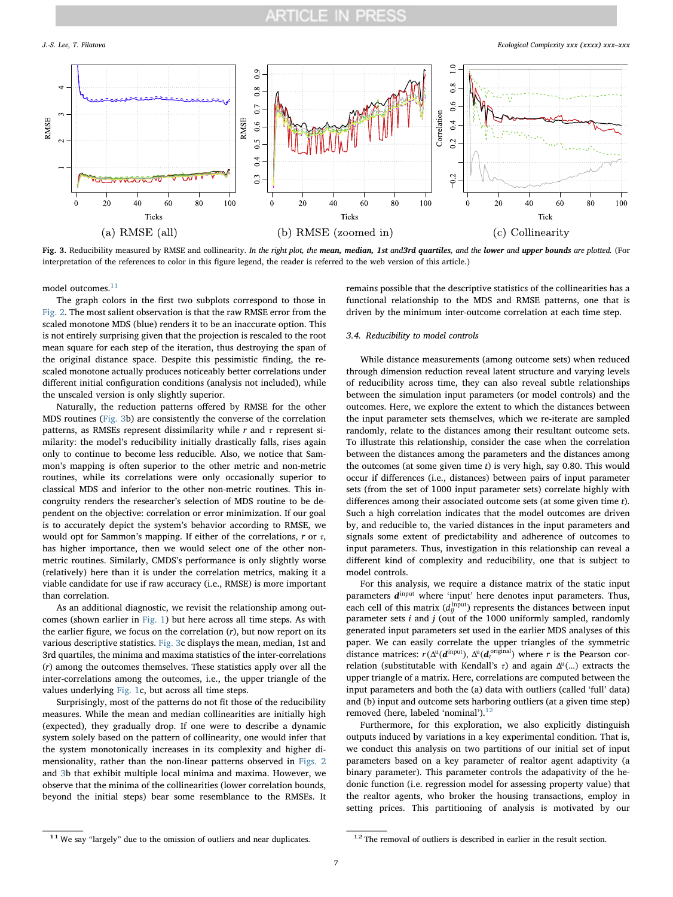Fig. 3. Reducibility measured by RMSE and collinearity. *In the right plot, the **mean, median, 1st** and**3rd quartiles**, and the **lower** and **upper bounds** are plotted.* (For interpretation of the references to color in this figure legend, the reader is referred to the web version of this article.)

model outcomes.[11]

The graph colors in the first two subplots correspond to those in Fig. 2. The most salient observation is that the raw RMSE error from the scaled monotone MDS (blue) renders it to be an inaccurate option. This is not entirely surprising given that the projection is rescaled to the root mean square for each step of the iteration, thus destroying the span of the original distance space. Despite this pessimistic finding, the rescaled monotone actually produces noticeably better correlations under different initial configuration conditions (analysis not included), while the unscaled version is only slightly superior.

Naturally, the reduction patterns offered by RMSE for the other MDS routines (Fig. 3b) are consistently the converse of the correlation patterns, as RMSEs represent dissimilarity while $r$ and $\tau$ represent similarity: the model's reducibility initially drastically falls, rises again only to continue to become less reducible. Also, we notice that Sammon's mapping is often superior to the other metric and non-metric routines, while its correlations were only occasionally superior to classical MDS and inferior to the other non-metric routines. This incongruity renders the researcher's selection of MDS routine to be dependent on the objective: correlation or error minimization. If our goal is to accurately depict the system's behavior according to RMSE, we would opt for Sammon's mapping. If either of the correlations, $r$ or $\tau$, has higher importance, then we would select one of the other non-metric routines. Similarly, CMDS's performance is only slightly worse (relatively) here than it is under the correlation metrics, making it a viable candidate for use if raw accuracy (i.e., RMSE) is more important than correlation.

As an additional diagnostic, we revisit the relationship among outcomes (shown earlier in Fig. 1) but here across all time steps. As with the earlier figure, we focus on the correlation ($r$), but now report on its various descriptive statistics. Fig. 3c displays the mean, median, 1st and 3rd quartiles, the minima and maxima statistics of the inter-correlations ($r$) among the outcomes themselves. These statistics apply over all the inter-correlations among the outcomes, i.e., the upper triangle of the values underlying Fig. 1c, but across all time steps.

Surprisingly, most of the patterns do not fit those of the reducibility measures. While the mean and median collinearities are initially high (expected), they gradually drop. If one were to describe a dynamic system solely based on the pattern of collinearity, one would infer that the system monotonically increases in its complexity and higher dimensionality, rather than the non-linear patterns observed in Figs. 2 and 3b that exhibit multiple local minima and maxima. However, we observe that the minima of the collinearities (lower correlation bounds, beyond the initial steps) bear some resemblance to the RMSEs. It remains possible that the descriptive statistics of the collinearities has a functional relationship to the MDS and RMSE patterns, one that is driven by the minimum inter-outcome correlation at each time step.

### 3.4. Reducibility to model controls

While distance measurements (among outcome sets) when reduced through dimension reduction reveal latent structure and varying levels of reducibility across time, they can also reveal subtle relationships between the simulation input parameters (or model controls) and the outcomes. Here, we explore the extent to which the distances between the input parameter sets themselves, which we re-iterate are sampled randomly, relate to the distances among their resultant outcome sets. To illustrate this relationship, consider the case when the correlation between the distances among the parameters and the distances among the outcomes (at some given time $t$) is very high, say 0.80. This would occur if differences (i.e., distances) between pairs of input parameter sets (from the set of 1000 input parameter sets) correlate highly with differences among their associated outcome sets (at some given time $t$). Such a high correlation indicates that the model outcomes are driven by, and reducible to, the varied distances in the input parameters and signals some extent of predictability and adherence of outcomes to input parameters. Thus, investigation in this relationship can reveal a different kind of complexity and reducibility, one that is subject to model controls.

For this analysis, we require a distance matrix of the static input parameters $\boldsymbol{d}^{\text{input}}$ where 'input' here denotes input parameters. Thus, each cell of this matrix ($d_{ij}^{\text{input}}$) represents the distances between input parameter sets $i$ and $j$ (out of the 1000 uniformly sampled, randomly generated input parameters set used in the earlier MDS analyses of this paper. We can easily correlate the upper triangles of the symmetric distance matrices: $r(\Delta^{\text{u}}(\boldsymbol{d}^{\text{input}}), \Delta^{\text{u}}(\boldsymbol{d}_t^{\text{original}}))$ where $r$ is the Pearson correlation (substitutable with Kendall's $\tau$) and again $\Delta^{\text{u}}(\dots)$ extracts the upper triangle of a matrix. Here, correlations are computed between the input parameters and both the (a) data with outliers (called 'full' data) and (b) input and outcome sets harboring outliers (at a given time step) removed (here, labeled 'nominal').[12]

Furthermore, for this exploration, we also explicitly distinguish outputs induced by variations in a key experimental condition. That is, we conduct this analysis on two partitions of our initial set of input parameters based on a key parameter of realtor agent adaptivity (a binary parameter). This parameter controls the adaptivity of the hedonic function (i.e. regression model for assessing property value) that the realtor agents, who broker the housing transactions, employ in setting prices. This partitioning of analysis is motivated by our

[11] We say "largely" due to the omission of outliers and near duplicates.

[12] The removal of outliers is described in earlier in the result section.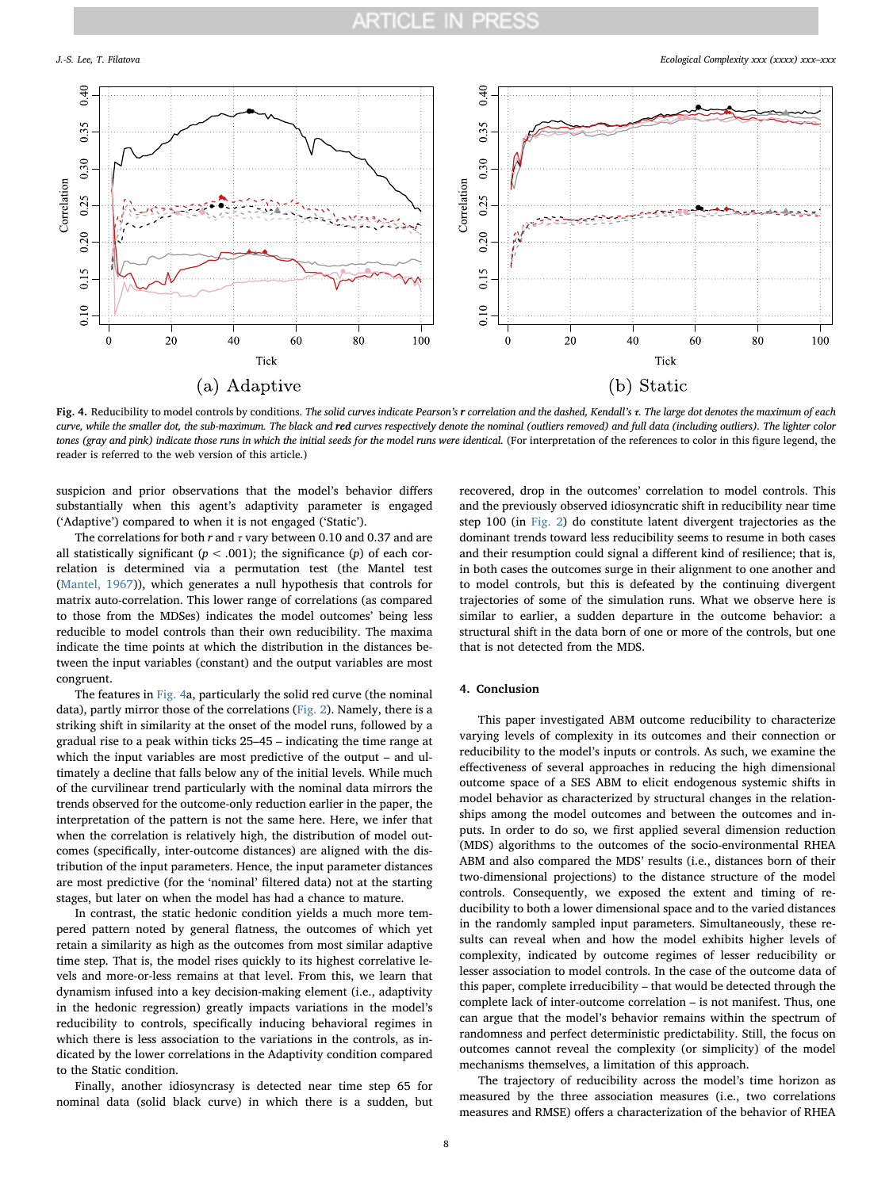Correlation

0.10 0.15 0.20 0.25 0.30 0.35 0.40

0 20 40 60 80 100

Tick

(a) Adaptive

Correlation

0.10 0.15 0.20 0.25 0.30 0.35 0.40

0 20 40 60 80 100

Tick

(b) Static

**Fig. 4.** Reducibility to model controls by conditions. *The solid curves indicate Pearson's **r** correlation and the dashed, Kendall's τ. The large dot denotes the maximum of each curve, while the smaller dot, the sub-maximum. The black and* ***red*** *curves respectively denote the nominal (outliers removed) and full data (including outliers). The lighter color tones (gray and pink) indicate those runs in which the initial seeds for the model runs were identical.* (For interpretation of the references to color in this figure legend, the reader is referred to the web version of this article.)

suspicion and prior observations that the model's behavior differs substantially when this agent's adaptivity parameter is engaged ('Adaptive') compared to when it is not engaged ('Static').

The correlations for both $r$ and $\tau$ vary between 0.10 and 0.37 and are all statistically significant ($p < .001$); the significance ($p$) of each correlation is determined via a permutation test (the Mantel test (Mantel, 1967)), which generates a null hypothesis that controls for matrix auto-correlation. This lower range of correlations (as compared to those from the MDSes) indicates the model outcomes' being less reducible to model controls than their own reducibility. The maxima indicate the time points at which the distribution in the distances between the input variables (constant) and the output variables are most congruent.

The features in Fig. 4a, particularly the solid red curve (the nominal data), partly mirror those of the correlations (Fig. 2). Namely, there is a striking shift in similarity at the onset of the model runs, followed by a gradual rise to a peak within ticks 25–45 – indicating the time range at which the input variables are most predictive of the output – and ultimately a decline that falls below any of the initial levels. While much of the curvilinear trend particularly with the nominal data mirrors the trends observed for the outcome-only reduction earlier in the paper, the interpretation of the pattern is not the same here. Here, we infer that when the correlation is relatively high, the distribution of model outcomes (specifically, inter-outcome distances) are aligned with the distribution of the input parameters. Hence, the input parameter distances are most predictive (for the 'nominal' filtered data) not at the starting stages, but later on when the model has had a chance to mature.

In contrast, the static hedonic condition yields a much more tempered pattern noted by general flatness, the outcomes of which yet retain a similarity as high as the outcomes from most similar adaptive time step. That is, the model rises quickly to its highest correlative levels and more-or-less remains at that level. From this, we learn that dynamism infused into a key decision-making element (i.e., adaptivity in the hedonic regression) greatly impacts variations in the model's reducibility to controls, specifically inducing behavioral regimes in which there is less association to the variations in the controls, as indicated by the lower correlations in the Adaptivity condition compared to the Static condition.

Finally, another idiosyncrasy is detected near time step 65 for nominal data (solid black curve) in which there is a sudden, but recovered, drop in the outcomes' correlation to model controls. This and the previously observed idiosyncratic shift in reducibility near time step 100 (in Fig. 2) do constitute latent divergent trajectories as the dominant trends toward less reducibility seems to resume in both cases and their resumption could signal a different kind of resilience; that is, in both cases the outcomes surge in their alignment to one another and to model controls, but this is defeated by the continuing divergent trajectories of some of the simulation runs. What we observe here is similar to earlier, a sudden departure in the outcome behavior: a structural shift in the data born of one or more of the controls, but one that is not detected from the MDS.

## 4. Conclusion

This paper investigated ABM outcome reducibility to characterize varying levels of complexity in its outcomes and their connection or reducibility to the model's inputs or controls. As such, we examine the effectiveness of several approaches in reducing the high dimensional outcome space of a SES ABM to elicit endogenous systemic shifts in model behavior as characterized by structural changes in the relationships among the model outcomes and between the outcomes and inputs. In order to do so, we first applied several dimension reduction (MDS) algorithms to the outcomes of the socio-environmental RHEA ABM and also compared the MDS' results (i.e., distances born of their two-dimensional projections) to the distance structure of the model controls. Consequently, we exposed the extent and timing of reducibility to both a lower dimensional space and to the varied distances in the randomly sampled input parameters. Simultaneously, these results can reveal when and how the model exhibits higher levels of complexity, indicated by outcome regimes of lesser reducibility or lesser association to model controls. In the case of the outcome data of this paper, complete irreducibility – that would be detected through the complete lack of inter-outcome correlation – is not manifest. Thus, one can argue that the model's behavior remains within the spectrum of randomness and perfect deterministic predictability. Still, the focus on outcomes cannot reveal the complexity (or simplicity) of the model mechanisms themselves, a limitation of this approach.

The trajectory of reducibility across the model's time horizon as measured by the three association measures (i.e., two correlations measures and RMSE) offers a characterization of the behavior of RHEA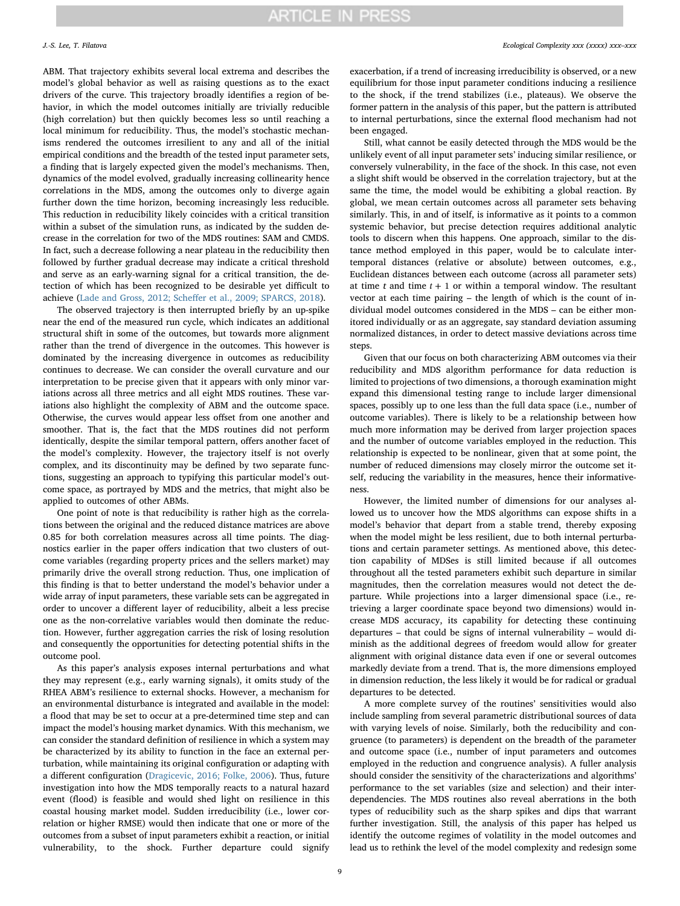ABM. That trajectory exhibits several local extrema and describes the model's global behavior as well as raising questions as to the exact drivers of the curve. This trajectory broadly identifies a region of behavior, in which the model outcomes initially are trivially reducible (high correlation) but then quickly becomes less so until reaching a local minimum for reducibility. Thus, the model's stochastic mechanisms rendered the outcomes irresilient to any and all of the initial empirical conditions and the breadth of the tested input parameter sets, a finding that is largely expected given the model's mechanisms. Then, dynamics of the model evolved, gradually increasing collinearity hence correlations in the MDS, among the outcomes only to diverge again further down the time horizon, becoming increasingly less reducible. This reduction in reducibility likely coincides with a critical transition within a subset of the simulation runs, as indicated by the sudden decrease in the correlation for two of the MDS routines: SAM and CMDS. In fact, such a decrease following a near plateau in the reducibility then followed by further gradual decrease may indicate a critical threshold and serve as an early-warning signal for a critical transition, the detection of which has been recognized to be desirable yet difficult to achieve (Lade and Gross, 2012; Scheffer et al., 2009; SPARCS, 2018).

The observed trajectory is then interrupted briefly by an up-spike near the end of the measured run cycle, which indicates an additional structural shift in some of the outcomes, but towards more alignment rather than the trend of divergence in the outcomes. This however is dominated by the increasing divergence in outcomes as reducibility continues to decrease. We can consider the overall curvature and our interpretation to be precise given that it appears with only minor variations across all three metrics and all eight MDS routines. These variations also highlight the complexity of ABM and the outcome space. Otherwise, the curves would appear less offset from one another and smoother. That is, the fact that the MDS routines did not perform identically, despite the similar temporal pattern, offers another facet of the model's complexity. However, the trajectory itself is not overly complex, and its discontinuity may be defined by two separate functions, suggesting an approach to typifying this particular model's outcome space, as portrayed by MDS and the metrics, that might also be applied to outcomes of other ABMs.

One point of note is that reducibility is rather high as the correlations between the original and the reduced distance matrices are above 0.85 for both correlation measures across all time points. The diagnostics earlier in the paper offers indication that two clusters of outcome variables (regarding property prices and the sellers market) may primarily drive the overall strong reduction. Thus, one implication of this finding is that to better understand the model's behavior under a wide array of input parameters, these variable sets can be aggregated in order to uncover a different layer of reducibility, albeit a less precise one as the non-correlative variables would then dominate the reduction. However, further aggregation carries the risk of losing resolution and consequently the opportunities for detecting potential shifts in the outcome pool.

As this paper's analysis exposes internal perturbations and what they may represent (e.g., early warning signals), it omits study of the RHEA ABM's resilience to external shocks. However, a mechanism for an environmental disturbance is integrated and available in the model: a flood that may be set to occur at a pre-determined time step and can impact the model's housing market dynamics. With this mechanism, we can consider the standard definition of resilience in which a system may be characterized by its ability to function in the face an external perturbation, while maintaining its original configuration or adapting with a different configuration (Dragicevic, 2016; Folke, 2006). Thus, future investigation into how the MDS temporally reacts to a natural hazard event (flood) is feasible and would shed light on resilience in this coastal housing market model. Sudden irreducibility (i.e., lower correlation or higher RMSE) would then indicate that one or more of the outcomes from a subset of input parameters exhibit a reaction, or initial vulnerability, to the shock. Further departure could signify exacerbation, if a trend of increasing irreducibility is observed, or a new equilibrium for those input parameter conditions inducing a resilience to the shock, if the trend stabilizes (i.e., plateaus). We observe the former pattern in the analysis of this paper, but the pattern is attributed to internal perturbations, since the external flood mechanism had not been engaged.

Still, what cannot be easily detected through the MDS would be the unlikely event of all input parameter sets' inducing similar resilience, or conversely vulnerability, in the face of the shock. In this case, not even a slight shift would be observed in the correlation trajectory, but at the same the time, the model would be exhibiting a global reaction. By global, we mean certain outcomes across all parameter sets behaving similarly. This, in and of itself, is informative as it points to a common systemic behavior, but precise detection requires additional analytic tools to discern when this happens. One approach, similar to the distance method employed in this paper, would be to calculate intertemporal distances (relative or absolute) between outcomes, e.g., Euclidean distances between each outcome (across all parameter sets) at time $t$ and time $t + 1$ or within a temporal window. The resultant vector at each time pairing – the length of which is the count of individual model outcomes considered in the MDS – can be either monitored individually or as an aggregate, say standard deviation assuming normalized distances, in order to detect massive deviations across time steps.

Given that our focus on both characterizing ABM outcomes via their reducibility and MDS algorithm performance for data reduction is limited to projections of two dimensions, a thorough examination might expand this dimensional testing range to include larger dimensional spaces, possibly up to one less than the full data space (i.e., number of outcome variables). There is likely to be a relationship between how much more information may be derived from larger projection spaces and the number of outcome variables employed in the reduction. This relationship is expected to be nonlinear, given that at some point, the number of reduced dimensions may closely mirror the outcome set itself, reducing the variability in the measures, hence their informativeness.

However, the limited number of dimensions for our analyses allowed us to uncover how the MDS algorithms can expose shifts in a model's behavior that depart from a stable trend, thereby exposing when the model might be less resilient, due to both internal perturbations and certain parameter settings. As mentioned above, this detection capability of MDSes is still limited because if all outcomes throughout all the tested parameters exhibit such departure in similar magnitudes, then the correlation measures would not detect the departure. While projections into a larger dimensional space (i.e., retrieving a larger coordinate space beyond two dimensions) would increase MDS accuracy, its capability for detecting these continuing departures – that could be signs of internal vulnerability – would diminish as the additional degrees of freedom would allow for greater alignment with original distance data even if one or several outcomes markedly deviate from a trend. That is, the more dimensions employed in dimension reduction, the less likely it would be for radical or gradual departures to be detected.

A more complete survey of the routines' sensitivities would also include sampling from several parametric distributional sources of data with varying levels of noise. Similarly, both the reducibility and congruence (to parameters) is dependent on the breadth of the parameter and outcome space (i.e., number of input parameters and outcomes employed in the reduction and congruence analysis). A fuller analysis should consider the sensitivity of the characterizations and algorithms' performance to the set variables (size and selection) and their interdependencies. The MDS routines also reveal aberrations in the both types of reducibility such as the sharp spikes and dips that warrant further investigation. Still, the analysis of this paper has helped us identify the outcome regimes of volatility in the model outcomes and lead us to rethink the level of the model complexity and redesign some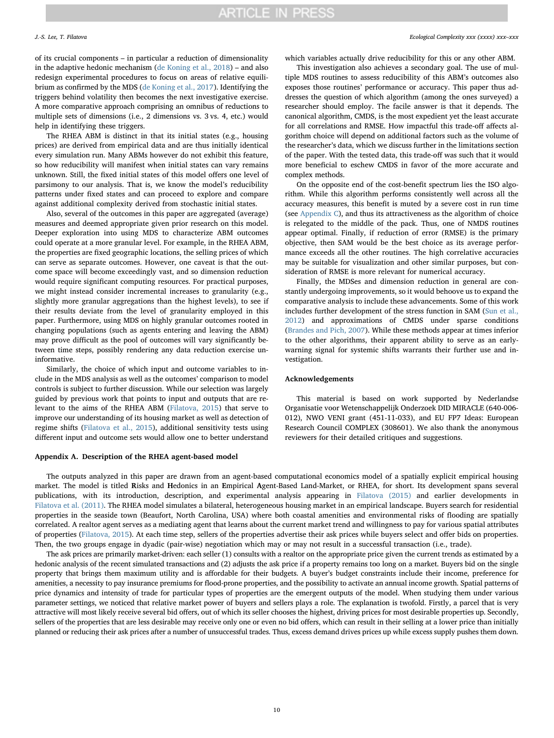of its crucial components – in particular a reduction of dimensionality in the adaptive hedonic mechanism (de Koning et al., 2018) – and also redesign experimental procedures to focus on areas of relative equilibrium as confirmed by the MDS (de Koning et al., 2017). Identifying the triggers behind volatility then becomes the next investigative exercise. A more comparative approach comprising an omnibus of reductions to multiple sets of dimensions (i.e., 2 dimensions vs. 3 vs. 4, etc.) would help in identifying these triggers.

The RHEA ABM is distinct in that its initial states (e.g., housing prices) are derived from empirical data and are thus initially identical every simulation run. Many ABMs however do not exhibit this feature, so how reducibility will manifest when initial states can vary remains unknown. Still, the fixed initial states of this model offers one level of parsimony to our analysis. That is, we know the model's reducibility patterns under fixed states and can proceed to explore and compare against additional complexity derived from stochastic initial states.

Also, several of the outcomes in this paper are aggregated (average) measures and deemed appropriate given prior research on this model. Deeper exploration into using MDS to characterize ABM outcomes could operate at a more granular level. For example, in the RHEA ABM, the properties are fixed geographic locations, the selling prices of which can serve as separate outcomes. However, one caveat is that the outcome space will become exceedingly vast, and so dimension reduction would require significant computing resources. For practical purposes, we might instead consider incremental increases to granularity (e.g., slightly more granular aggregations than the highest levels), to see if their results deviate from the level of granularity employed in this paper. Furthermore, using MDS on highly granular outcomes rooted in changing populations (such as agents entering and leaving the ABM) may prove difficult as the pool of outcomes will vary significantly between time steps, possibly rendering any data reduction exercise uninformative.

Similarly, the choice of which input and outcome variables to include in the MDS analysis as well as the outcomes' comparison to model controls is subject to further discussion. While our selection was largely guided by previous work that points to input and outputs that are relevant to the aims of the RHEA ABM (Filatova, 2015) that serve to improve our understanding of its housing market as well as detection of regime shifts (Filatova et al., 2015), additional sensitivity tests using different input and outcome sets would allow one to better understand which variables actually drive reducibility for this or any other ABM.

This investigation also achieves a secondary goal. The use of multiple MDS routines to assess reducibility of this ABM's outcomes also exposes those routines' performance or accuracy. This paper thus addresses the question of which algorithm (among the ones surveyed) a researcher should employ. The facile answer is that it depends. The canonical algorithm, CMDS, is the most expedient yet the least accurate for all correlations and RMSE. How impactful this trade-off affects algorithm choice will depend on additional factors such as the volume of the researcher's data, which we discuss further in the limitations section of the paper. With the tested data, this trade-off was such that it would more beneficial to eschew CMDS in favor of the more accurate and complex methods.

On the opposite end of the cost-benefit spectrum lies the ISO algorithm. While this algorithm performs consistently well across all the accuracy measures, this benefit is muted by a severe cost in run time (see Appendix C), and thus its attractiveness as the algorithm of choice is relegated to the middle of the pack. Thus, one of NMDS routines appear optimal. Finally, if reduction of error (RMSE) is the primary objective, then SAM would be the best choice as its average performance exceeds all the other routines. The high correlative accuracies may be suitable for visualization and other similar purposes, but consideration of RMSE is more relevant for numerical accuracy.

Finally, the MDSes and dimension reduction in general are constantly undergoing improvements, so it would behoove us to expand the comparative analysis to include these advancements. Some of this work includes further development of the stress function in SAM (Sun et al., 2012) and approximations of CMDS under sparse conditions (Brandes and Pich, 2007). While these methods appear at times inferior to the other algorithms, their apparent ability to serve as an early-warning signal for systemic shifts warrants their further use and investigation.

## Acknowledgements

This material is based on work supported by Nederlandse Organisatie voor Wetenschappelijk Onderzoek DID MIRACLE (640-006-012), NWO VENI grant (451-11-033), and EU FP7 Ideas: European Research Council COMPLEX (308601). We also thank the anonymous reviewers for their detailed critiques and suggestions.

## Appendix A. Description of the RHEA agent-based model

The outputs analyzed in this paper are drawn from an agent-based computational economics model of a spatially explicit empirical housing market. The model is titled **R**isks and **H**edonics in an **E**mpirical **A**gent-Based Land-Market, or RHEA, for short. Its development spans several publications, with its introduction, description, and experimental analysis appearing in Filatova (2015) and earlier developments in Filatova et al. (2011). The RHEA model simulates a bilateral, heterogeneous housing market in an empirical landscape. Buyers search for residential properties in the seaside town (Beaufort, North Carolina, USA) where both coastal amenities and environmental risks of flooding are spatially correlated. A realtor agent serves as a mediating agent that learns about the current market trend and willingness to pay for various spatial attributes of properties (Filatova, 2015). At each time step, sellers of the properties advertise their ask prices while buyers select and offer bids on properties. Then, the two groups engage in dyadic (pair-wise) negotiation which may or may not result in a successful transaction (i.e., trade).

The ask prices are primarily market-driven: each seller (1) consults with a realtor on the appropriate price given the current trends as estimated by a hedonic analysis of the recent simulated transactions and (2) adjusts the ask price if a property remains too long on a market. Buyers bid on the single property that brings them maximum utility and is affordable for their budgets. A buyer's budget constraints include their income, preference for amenities, a necessity to pay insurance premiums for flood-prone properties, and the possibility to activate an annual income growth. Spatial patterns of price dynamics and intensity of trade for particular types of properties are the emergent outputs of the model. When studying them under various parameter settings, we noticed that relative market power of buyers and sellers plays a role. The explanation is twofold. Firstly, a parcel that is very attractive will most likely receive several bid offers, out of which its seller chooses the highest, driving prices for most desirable properties up. Secondly, sellers of the properties that are less desirable may receive only one or even no bid offers, which can result in their selling at a lower price than initially planned or reducing their ask prices after a number of unsuccessful trades. Thus, excess demand drives prices up while excess supply pushes them down.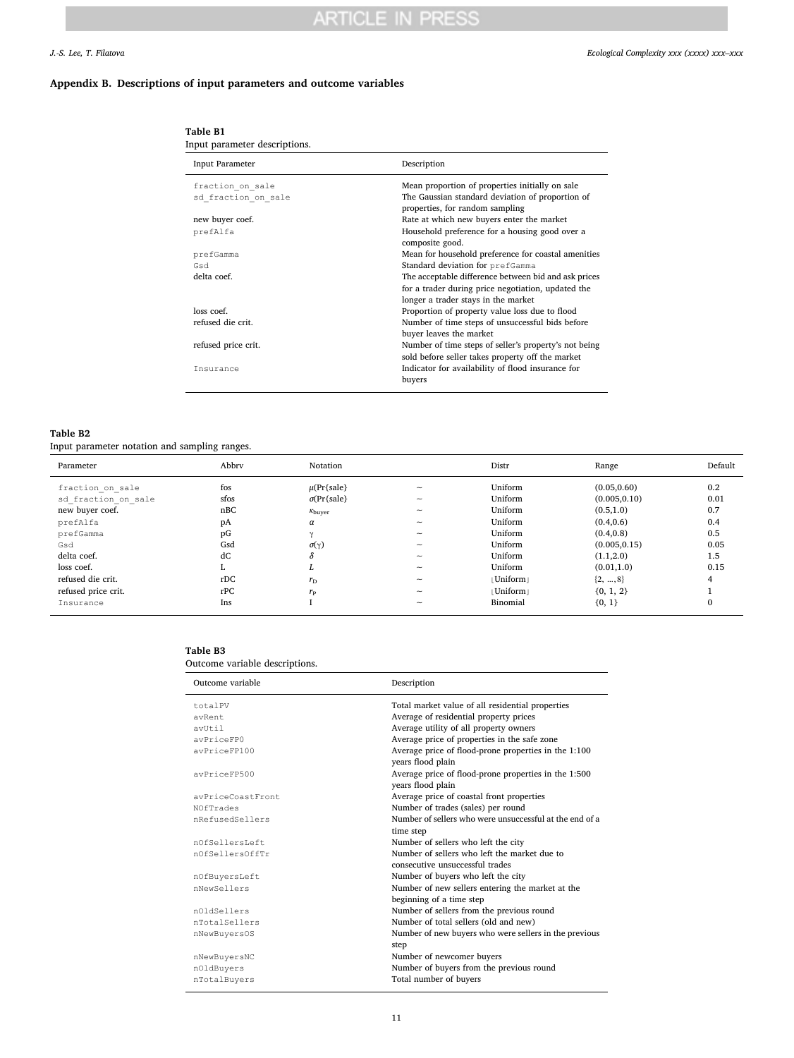## Appendix B. Descriptions of input parameters and outcome variables

**Table B1**
Input parameter descriptions.

| Input Parameter | Description |
|---|---|
| fraction_on_sale | Mean proportion of properties initially on sale |
| sd_fraction_on_sale | The Gaussian standard deviation of proportion of properties, for random sampling |
| new buyer coef. | Rate at which new buyers enter the market |
| prefAlfa | Household preference for a housing good over a composite good. |
| prefGamma | Mean for household preference for coastal amenities |
| Gsd | Standard deviation for prefGamma |
| delta coef. | The acceptable difference between bid and ask prices for a trader during price negotiation, updated the longer a trader stays in the market |
| loss coef. | Proportion of property value loss due to flood |
| refused die crit. | Number of time steps of unsuccessful bids before buyer leaves the market |
| refused price crit. | Number of time steps of seller's property's not being sold before seller takes property off the market |
| Insurance | Indicator for availability of flood insurance for buyers |

**Table B2**
Input parameter notation and sampling ranges.

| Parameter | Abbrv | Notation | | Distr | Range | Default |
|---|---|---|---|---|---|---|
| fraction_on_sale | fos | $\mu(\Pr\{\text{sale}\}$ | $\sim$ | Uniform | (0.05,0.60) | 0.2 |
| sd_fraction_on_sale | sfos | $\sigma(\Pr\{\text{sale}\}$ | $\sim$ | Uniform | (0.005,0.10) | 0.01 |
| new buyer coef. | nBC | $\kappa_{\text{buyer}}$ | $\sim$ | Uniform | (0.5,1.0) | 0.7 |
| prefAlfa | pA | $\alpha$ | $\sim$ | Uniform | (0.4,0.6) | 0.4 |
| prefGamma | pG | $\gamma$ | $\sim$ | Uniform | (0.4,0.8) | 0.5 |
| Gsd | Gsd | $\sigma(\gamma)$ | $\sim$ | Uniform | (0.005,0.15) | 0.05 |
| delta coef. | dC | $\delta$ | $\sim$ | Uniform | (1.1,2.0) | 1.5 |
| loss coef. | L | $L$ | $\sim$ | Uniform | (0.01,1.0) | 0.15 |
| refused die crit. | rDC | $r_{\text{D}}$ | $\sim$ | ⌊Uniform⌋ | {2, ..., 8} | 4 |
| refused price crit. | rPC | $r_{\text{P}}$ | $\sim$ | ⌊Uniform⌋ | {0, 1, 2} | 1 |
| Insurance | Ins | I | $\sim$ | Binomial | {0, 1} | 0 |

**Table B3**
Outcome variable descriptions.

| Outcome variable | Description |
|---|---|
| totalPV | Total market value of all residential properties |
| avRent | Average of residential property prices |
| avUtil | Average utility of all property owners |
| avPriceFP0 | Average price of properties in the safe zone |
| avPriceFP100 | Average price of flood-prone properties in the 1:100 years flood plain |
| avPriceFP500 | Average price of flood-prone properties in the 1:500 years flood plain |
| avPriceCoastFront | Average price of coastal front properties |
| NOfTrades | Number of trades (sales) per round |
| nRefusedSellers | Number of sellers who were unsuccessful at the end of a time step |
| nOfSellersLeft | Number of sellers who left the city |
| nOfSellersOffTr | Number of sellers who left the market due to consecutive unsuccessful trades |
| nOfBuyersLeft | Number of buyers who left the city |
| nNewSellers | Number of new sellers entering the market at the beginning of a time step |
| nOldSellers | Number of sellers from the previous round |
| nTotalSellers | Number of total sellers (old and new) |
| nNewBuyersOS | Number of new buyers who were sellers in the previous step |
| nNewBuyersNC | Number of newcomer buyers |
| nOldBuyers | Number of buyers from the previous round |
| nTotalBuyers | Total number of buyers |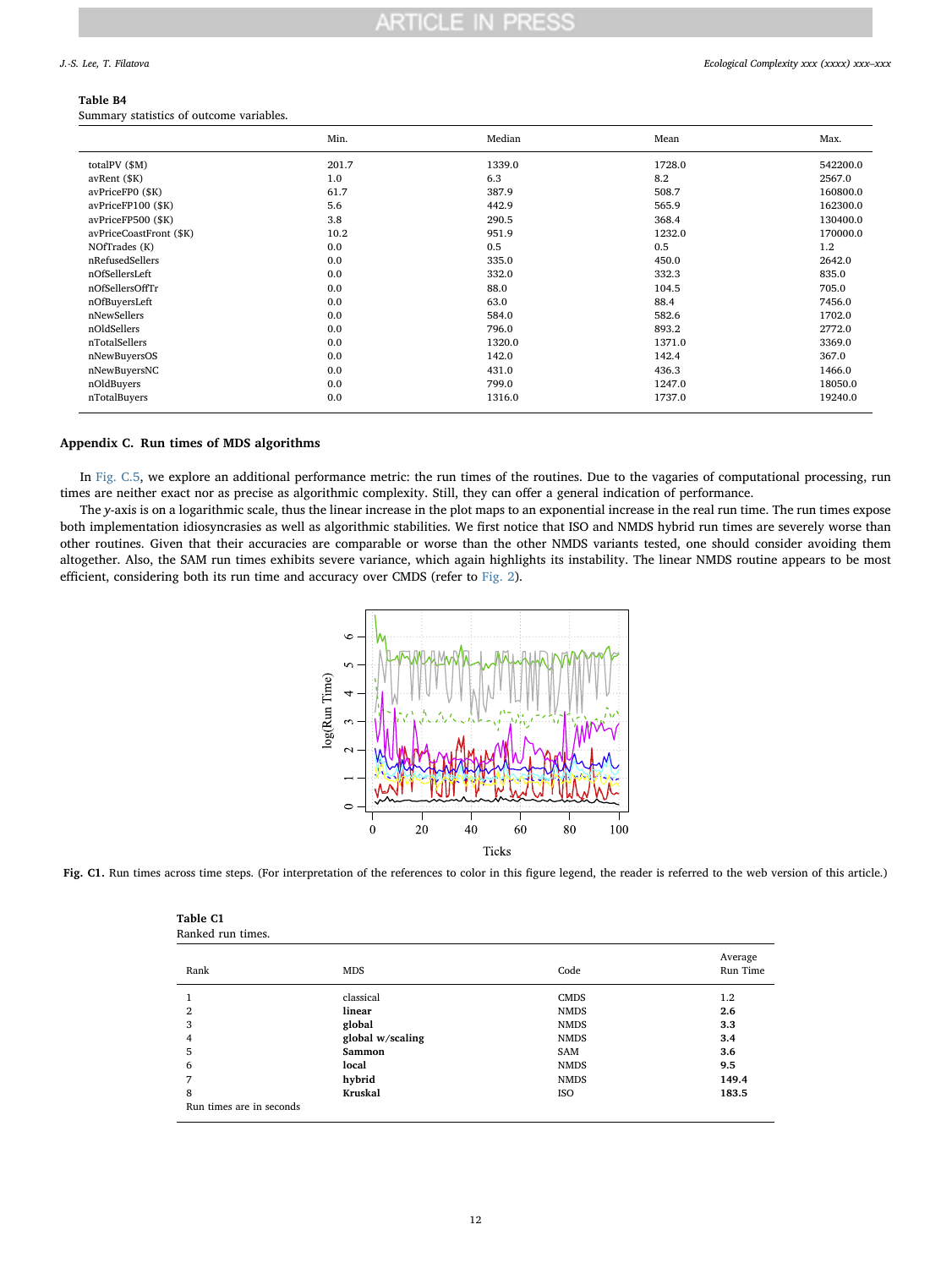**Table B4**
Summary statistics of outcome variables.

| | Min. | Median | Mean | Max. |
|---|---|---|---|---|
| totalPV ($M) | 201.7 | 1339.0 | 1728.0 | 542200.0 |
| avRent ($K) | 1.0 | 6.3 | 8.2 | 2567.0 |
| avPriceFP0 ($K) | 61.7 | 387.9 | 508.7 | 160800.0 |
| avPriceFP100 ($K) | 5.6 | 442.9 | 565.9 | 162300.0 |
| avPriceFP500 ($K) | 3.8 | 290.5 | 368.4 | 130400.0 |
| avPriceCoastFront ($K) | 10.2 | 951.9 | 1232.0 | 170000.0 |
| NOfTrades (K) | 0.0 | 0.5 | 0.5 | 1.2 |
| nRefusedSellers | 0.0 | 335.0 | 450.0 | 2642.0 |
| nOfSellersLeft | 0.0 | 332.0 | 332.3 | 835.0 |
| nOfSellersOffTr | 0.0 | 88.0 | 104.5 | 705.0 |
| nOfBuyersLeft | 0.0 | 63.0 | 88.4 | 7456.0 |
| nNewSellers | 0.0 | 584.0 | 582.6 | 1702.0 |
| nOldSellers | 0.0 | 796.0 | 893.2 | 2772.0 |
| nTotalSellers | 0.0 | 1320.0 | 1371.0 | 3369.0 |
| nNewBuyersOS | 0.0 | 142.0 | 142.4 | 367.0 |
| nNewBuyersNC | 0.0 | 431.0 | 436.3 | 1466.0 |
| nOldBuyers | 0.0 | 799.0 | 1247.0 | 18050.0 |
| nTotalBuyers | 0.0 | 1316.0 | 1737.0 | 19240.0 |

## Appendix C. Run times of MDS algorithms

In Fig. C.5, we explore an additional performance metric: the run times of the routines. Due to the vagaries of computational processing, run times are neither exact nor as precise as algorithmic complexity. Still, they can offer a general indication of performance.

The *y*-axis is on a logarithmic scale, thus the linear increase in the plot maps to an exponential increase in the real run time. The run times expose both implementation idiosyncrasies as well as algorithmic stabilities. We first notice that ISO and NMDS hybrid run times are severely worse than other routines. Given that their accuracies are comparable or worse than the other NMDS variants tested, one should consider avoiding them altogether. Also, the SAM run times exhibits severe variance, which again highlights its instability. The linear NMDS routine appears to be most efficient, considering both its run time and accuracy over CMDS (refer to Fig. 2).

**Fig. C1.** Run times across time steps. (For interpretation of the references to color in this figure legend, the reader is referred to the web version of this article.)

**Table C1**
Ranked run times.

| Rank | MDS | Code | Average Run Time |
|---|---|---|---|
| 1 | classical | CMDS | 1.2 |
| 2 | **linear** | NMDS | **2.6** |
| 3 | **global** | NMDS | **3.3** |
| 4 | **global w/scaling** | NMDS | **3.4** |
| 5 | **Sammon** | SAM | **3.6** |
| 6 | **local** | NMDS | **9.5** |
| 7 | **hybrid** | NMDS | **149.4** |
| 8 | **Kruskal** | ISO | **183.5** |

Run times are in seconds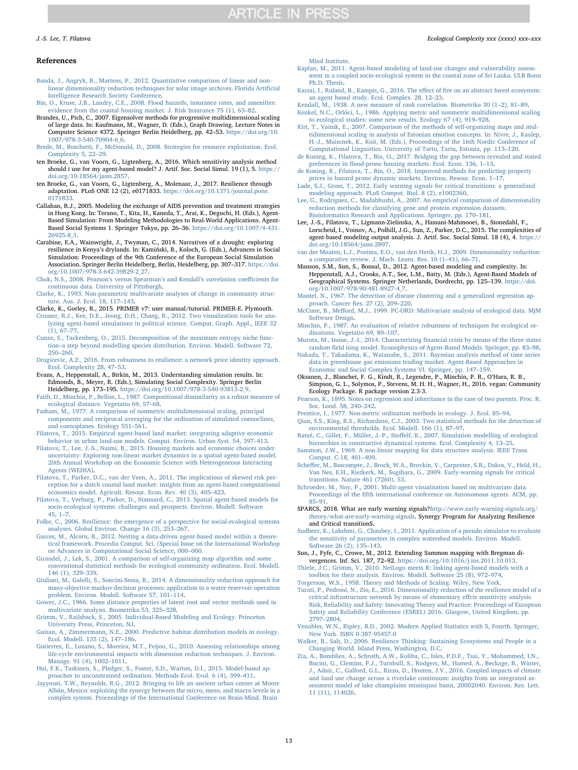## References

Banda, J., Angryk, R., Martens, P., 2012. Quantitative comparison of linear and non-linear dimensionality reduction techniques for solar image archives. Florida Artificial Intelligence Research Society Conference.

Bin, O., Kruse, J.B., Landry, C.E., 2008. Flood hazards, insurance rates, and amenities: evidence from the coastal housing market. J. Risk Insurance 75 (1), 63–82.

Brandes, U., Pich, C., 2007. Eigensolver methods for progressive multidimensional scaling of large data. In: Kaufmann, M., Wagner, D. (Eds.), Graph Drawing. Lecture Notes in Computer Science 4372. Springer Berlin Heidelberg, pp. 42–53. https://doi.org/10.1007/978-3-540-70904-6_6.

Brede, M., Boschetti, F., McDonald, D., 2008. Strategies for resource exploitation. Ecol. Complexity 5, 22–29.

ten Broeke, G., van Voorn, G., Ligtenberg, A., 2016. Which sensitivity analysis method should i use for my agent-based model? J. Artif. Soc. Social Simul. 19 (1), 5. https://doi.org/10.18564/jasss.2857.

ten Broeke, G., van Voorn, G., Ligtenberg, A., Molenaar, J., 2017. Resilience through adaptation. PLoS ONE 12 (2), e0171833. https://doi.org/10.1371/journal.pone.0171833.

Callahan, R.J., 2005. Modeling the exchange of AIDS prevention and treatment strategies in Hong Kong. In: Terano, T., Kita, H., Kaneda, T., Arai, K., Deguchi, H. (Eds.), Agent-Based Simulation: From Modeling Methodologies to Real-World Applications. Agent-Based Social Systems 1. Springer Tokyo, pp. 26–36. https://doi.org/10.1007/4-431-26925-8_3.

Carabine, E.A., Wainwright, J., Twyman, C., 2014. Narratives of a drought: exploring resilience in Kenya's drylands. In: Kamiński, B., Koloch, G. (Eds.), Advances in Social Simulation: Proceedings of the 9th Conference of the European Social Simulation Association. Springer Berlin Heidelberg, Berlin, Heidelberg, pp. 307–317. https://doi.org/10.1007/978-3-642-39829-2_27.

Chok, N.S., 2008. Pearson's versus Spearman's and Kendall's correlation coefficients for continuous data. University of Pittsburgh.

Clarke, K., 1993. Non-parametric multivariate analyses of change in community structure. Aus. J. Ecol. 18, 117–143.

Clarke, K., Gorley, R., 2015. PRIMER v7: user manual/tutorial. PRIMER-E. Plymouth.

Crouser, R.J., Kee, D.E., Jeong, D.H., Chang, R., 2012. Two visualization tools for analyzing agent-based simulations in political science. Comput. Graph. Appl., IEEE 32 (1), 67–77.

Cunze, S., Tackenberg, O., 2015. Decomposition of the maximum entropy niche function–a step beyond modelling species distribution. Environ. Modell. Software 72, 250–260.

Dragicevic, A.Z., 2016. From robustness to resilience: a network price identity approach. Ecol. Complexity 28, 47–53.

Evans, A., Heppenstall, A., Birkin, M., 2013. Understanding simulation results. In: Edmonds, B., Meyer, R. (Eds.), Simulating Social Complexity. Springer Berlin Heidelberg, pp. 173–195. https://doi.org/10.1007/978-3-540-93813-2_9.

Faith, D., Minchin, P., Belbin, L., 1987. Compositional dissimilarity as a robust measure of ecological distance. Vegetatio 69, 57–68.

Fasham, M., 1977. A comparison of nonmetric multidimensional scaling, principal components and reciprocal averaging for the ordination of simulated coenoclines, and coenoplanes. Ecology 551–561.

Filatova, T., 2015. Empirical agent-based land market: integrating adaptive economic behavior in urban land-use models. Comput. Environ. Urban Syst. 54, 397–413.

Filatova, T., Lee, J.-S., Naimi, B., 2015. Housing markets and economic choices under uncertainty: Exploring non-linear market dynamics in a spatial agent-based model. 20th Annual Workshop on the Economic Science with Heterogeneous Interacting Agents (WEHIA).

Filatova, T., Parker, D.C., van der Veen, A., 2011. The implications of skewed risk perception for a dutch coastal land market: insights from an agent-based computational economics model. Agricult. Resour. Econ. Rev. 40 (3), 405–423.

Filatova, T., Verburg, P., Parker, D., Stannard, C., 2013. Spatial agent-based models for socio-ecological systems: challenges and prospects. Environ. Modell. Software 45, 1–7.

Folke, C., 2006. Resilience: the emergence of a perspective for social-ecological systems analyses. Global Environ. Change 16 (3), 253–267.

Garces, M., Alcorn, B., 2012. Nesting a data-driven agent-based model within a theoretical framework. Procedia Comput. Sci. (Special Issue on the International Workshop on Advances in Computational Social Science, 000–000.

Giraudel, J., Lek, S., 2001. A comparison of self-organizing map algorithm and some conventional statistical methods for ecological community ordination. Ecol. Modell. 146 (1), 329–339.

Giuliani, M., Galelli, S., Soncini-Sessa, R., 2014. A dimensionality reduction approach for many-objective markov decision processes: application to a water reservoir operation problem. Environ. Modell. Software 57, 101–114.

Gower, J.C., 1966. Some distance properties of latent root and vector methods used in multivariate analysis. Biometrika 53, 325–328.

Grimm, V., Railsback, S., 2005. Individual-Based Modeling and Ecology. Princeton University Press, Princeton, NJ.

Guisan, A., Zimmermann, N.E., 2000. Predictive habitat distribution models in ecology. Ecol. Modell. 135 (2), 147–186.

Gutierrez, E., Lozano, S., Moreira, M.T., Feijoo, G., 2010. Assessing relationships among life-cycle environmental impacts with dimension reduction techniques. J. Environ. Manage. 91 (4), 1002–1011.

Hui, F.K., Taskinen, S., Pledger, S., Foster, S.D., Warton, D.I., 2015. Model-based approaches to unconstrained ordination. Methods Ecol. Evol. 6 (4), 399–411.

Jayyousi, T.W., Reynolds, R.G., 2012. Bringing to life an ancient urban center at Monte Albán, Mexico: exploiting the synergy between the micro, meso, and macro levels in a complex system. Proceedings of the International Conference on Brain-Mind. Brain Mind Institute.

Kaplan, M., 2011. Agent-based modeling of land-use changes and vulnerability assessment in a coupled socio-ecological system in the coastal zone of Sri Lanka. ULB Bonn Ph.D. Thesis.

Karsai, I., Roland, B., Kampis, G., 2016. The effect of fire on an abstract forest ecosystem: an agent based study. Ecol. Complex. 28, 12–23.

Kendall, M., 1938. A new measure of rank correlation. Biometrika 30 (1–2), 81–89.

Kenkel, N.C., Orlóci, L., 1986. Applying metric and nonmetric multidimensional scaling to ecological studies: some new results. Ecology 67 (4), 919–928.

Kirt, T., Vainik, E., 2007. Comparison of the methods of self-organizing maps and multidimensional scaling in analysis of Estonian emotion concepts. In: Nivre, J., Kaalep, H.-J., Muiscnek, K., Koit, M. (Eds.), Proceedings of the 16th Nordic Conference of Computational Linguistics. University of Tartu, Tartu, Estonia, pp. 113–120.

de Koning, K., Filatova, T., Bin, O., 2017. Bridging the gap between revealed and stated preferences in flood-prone housing markets. Ecol. Econ. 136, 1–13.

de Koning, K., Filatova, T., Bin, O., 2018. Improved methods for predicting property prices in hazard prone dynamic markets. Environ. Resour. Econ. 1–17.

Lade, S.J., Gross, T., 2012. Early warning signals for critical transitions: a generalized modeling approach. PLoS Comput. Biol. 8 (2), e1002360.

Lee, G., Rodriguez, C., Madabhushi, A., 2007. An empirical comparison of dimensionality reduction methods for classifying gene and protein expression datasets. Bioinformatics Research and Applications. Springer, pp. 170–181.

Lee, J.-S., Filatova, T., Ligmann-Zielinska, A., Hassani-Mahmooei, B., Stonedahl, F., Lorscheid, I., Voinov, A., Polhill, J.G., Sun, Z., Parker, D.C., 2015. The complexities of agent-based modeling output analysis. J. Artif. Soc. Social Simul. 18 (4), 4. https://doi.org/10.18564/jasss.2897.

van der Maaten, L.J., Postma, E.O., van den Herik, H.J., 2009. Dimensionality reduction: a comparative review. J. Mach. Learn. Res. 10 (1–41), 66–71.

Manson, S.M., Sun, S., Bonsal, D., 2012. Agent-based modeling and complexity. In: Heppenstall, A.J., Crooks, A.T., See, L.M., Batty, M. (Eds.), Agent-Based Models of Geographical Systems. Springer Netherlands, Dordrecht, pp. 125–139. https://doi.org/10.1007/978-90-481-8927-4_7.

Mantel, N., 1967. The detection of disease clustering and a generalized regression approach. Cancer Res. 27 (2), 209–220.

McCune, B., Mefford, M.J., 1999. PC-ORD: Multivariate analysis of ecological data. MjM Software Design.

Minchin, P., 1987. An evaluation of relative robustness of techniques for ecological ordinations. Vegetatio 69, 89–107.

Murota, M., Inoue, J.-I., 2014. Characterizing financial crisis by means of the three states random field ising model. Econophysics of Agent-Based Models. Springer, pp. 83–98.

Nakada, T., Takadama, K., Watanabe, S., 2011. Bayesian analysis method of time series data in greenhouse gas emissions trading market. Agent-Based Approaches in Economic and Social Complex Systems VI. Springer, pp. 147–159.

Oksanen, J., Blanchet, F. G., Kindt, R., Legendre, P., Minchin, P. R., O'Hara, R. B., Simpson, G. L., Solymos, P., Stevens, M. H. H., Wagner, H., 2016. vegan: Community Ecology Package. R package version 2.3-3.

Pearson, K., 1895. Notes on regression and inheritance in the case of two parents. Proc. R. Soc. Lond. 58, 240–242.

Prentice, I., 1977. Non-metric ordination methods in ecology. J. Ecol. 85–94.

Qian, S.S., King, R.S., Richardson, C.J., 2003. Two statistical methods for the detection of environmental thresholds. Ecol. Modell. 166 (1), 87–97.

Ratzé, C., Gillet, F., Müller, J.-P., Stoffelf, K., 2007. Simulation modelling of ecological hierarchies in constructive dynamical systems. Ecol. Complexity 4, 13–25.

Sammon, J.W., 1969. A non-linear mapping for data structure analysis. IEEE Trans. Comput. C-18, 401–409.

Scheffer, M., Bascompte, J., Brock, W.A., Brovkin, V., Carpenter, S.R., Dakos, V., Held, H., Van Nes, E.H., Rietkerk, M., Sugihara, G., 2009. Early-warning signals for critical transitions. Nature 461 (7260), 53.

Schroeder, M., Noy, P., 2001. Multi-agent visualisation based on multivariate data. Proceedings of the fifth international conference on Autonomous agents. ACM, pp. 85–91.

SPARCS, 2018. What are early warning signals?http://www.early-warning-signals.org/theory/what-are-early-warning-signals. Synergy Program for Analyzing Resilience and Critical transitionS.

Sudheer, K.P., Lakshmi, G., Chaubey, I., 2011. Application of a pseudo simulator to evaluate the sensitivity of parameters in complex watershed models. Environ. Modell. Software 26 (2), 135–143.

Sun, J., Fyfe, C., Crowe, M., 2012. Extending Sammon mapping with Bregman divergences. Inf. Sci. 187, 72–92. https://doi.org/10.1016/j.ins.2011.10.013.

Thiele, J.C., Grimm, V., 2010. NetLogo meets R: linking agent-based models with a toolbox for their analysis. Environ. Modell. Software 25 (8), 972–974.

Torgerson, W.S., 1958. Theory and Methods of Scaling. Wiley, New York.

Turati, P., Pedroni, N., Zio, E., 2016. Dimensionality reduction of the resilience model of a critical infrastructure network by means of elementary effcts sensitivity analysis. Risk, Reliability and Safety: Innovating Theory and Practice: Proceedings of European Safety and Reliability Conference (ESREL) 2016. Glasgow, United Kingdom, pp. 2797–2804.

Venables, W.N., Ripley, B.D., 2002. Modern Applied Statistics with S, Fourth. Springer, New York. ISBN 0-387-95457-0

Walker, B., Salt, D., 2006. Resilience Thinking: Sustaining Ecosystems and People in a Changing World. Island Press, Washington, D.C.

Zia, A., Bomblies, A., Schroth, A.W., Koliba, C., Isles, P.D.F., Tsai, Y., Mohammed, I.N., Bucini, G., Clemins, P.J., Turnbull, S., Rodgers, M., Hamed, A., Beckage, B., Winter, J., Adair, C., Galford, G.L., Rizzo, D., Houten, J.V., 2016. Coupled impacts of climate and land use change across a riverlake continuum: insights from an integrated assessment model of lake champlains missisquoi basin, 20002040. Environ. Res. Lett. 11 (11), 114026.